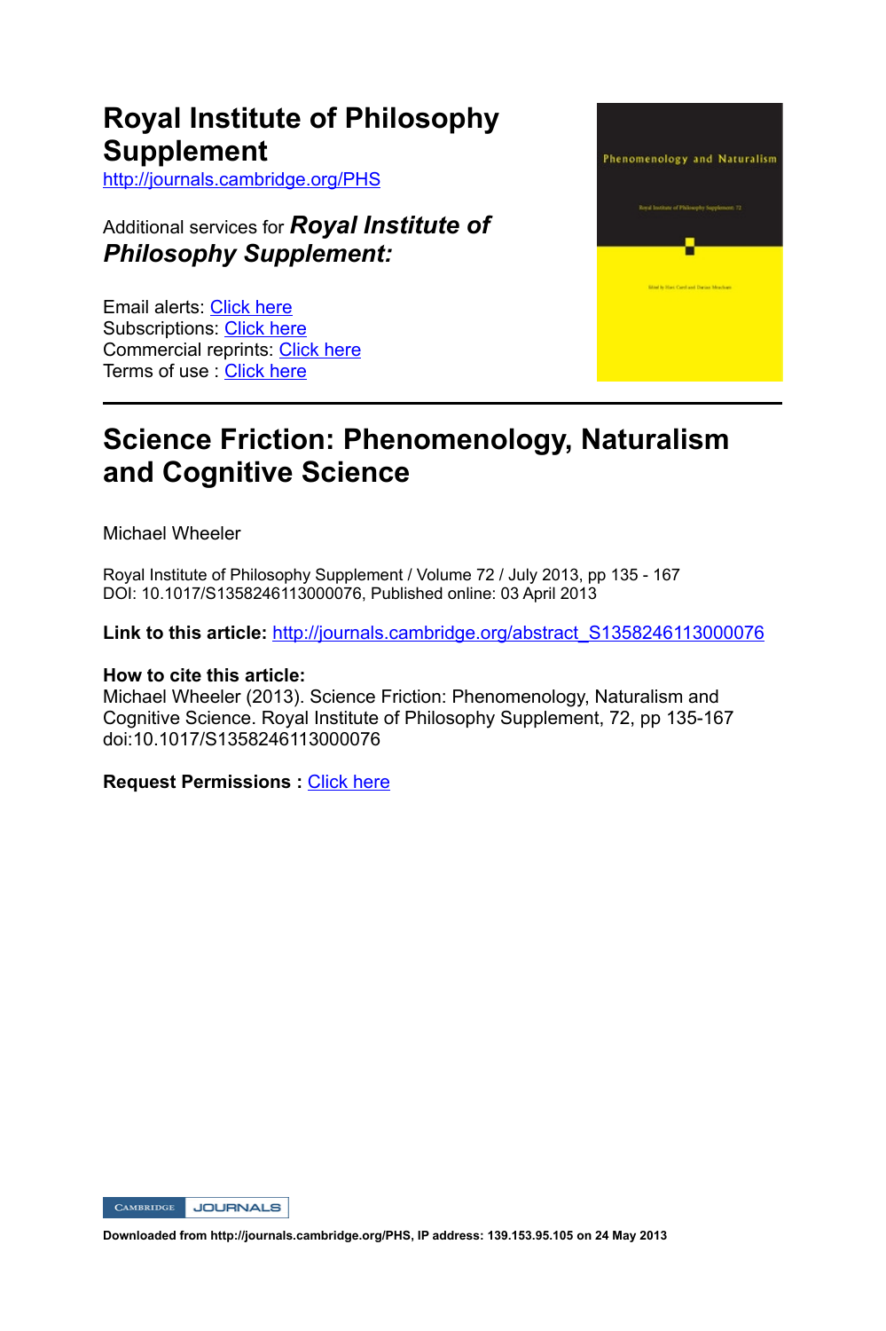# Royal Institute of Philosophy Supplement

http://journals.cambridge.org/PHS

Additional services for ***Royal Institute of Philosophy Supplement:***

Email alerts: Click here
Subscriptions: Click here
Commercial reprints: Click here
Terms of use : Click here

## Science Friction: Phenomenology, Naturalism and Cognitive Science

Michael Wheeler

Royal Institute of Philosophy Supplement / Volume 72 / July 2013, pp 135 - 167
DOI: 10.1017/S1358246113000076, Published online: 03 April 2013

**Link to this article:** http://journals.cambridge.org/abstract_S1358246113000076

**How to cite this article:**
Michael Wheeler (2013). Science Friction: Phenomenology, Naturalism and Cognitive Science. Royal Institute of Philosophy Supplement, 72, pp 135-167 doi:10.1017/S1358246113000076

**Request Permissions :** Click here

**Downloaded from http://journals.cambridge.org/PHS, IP address: 139.153.95.105 on 24 May 2013**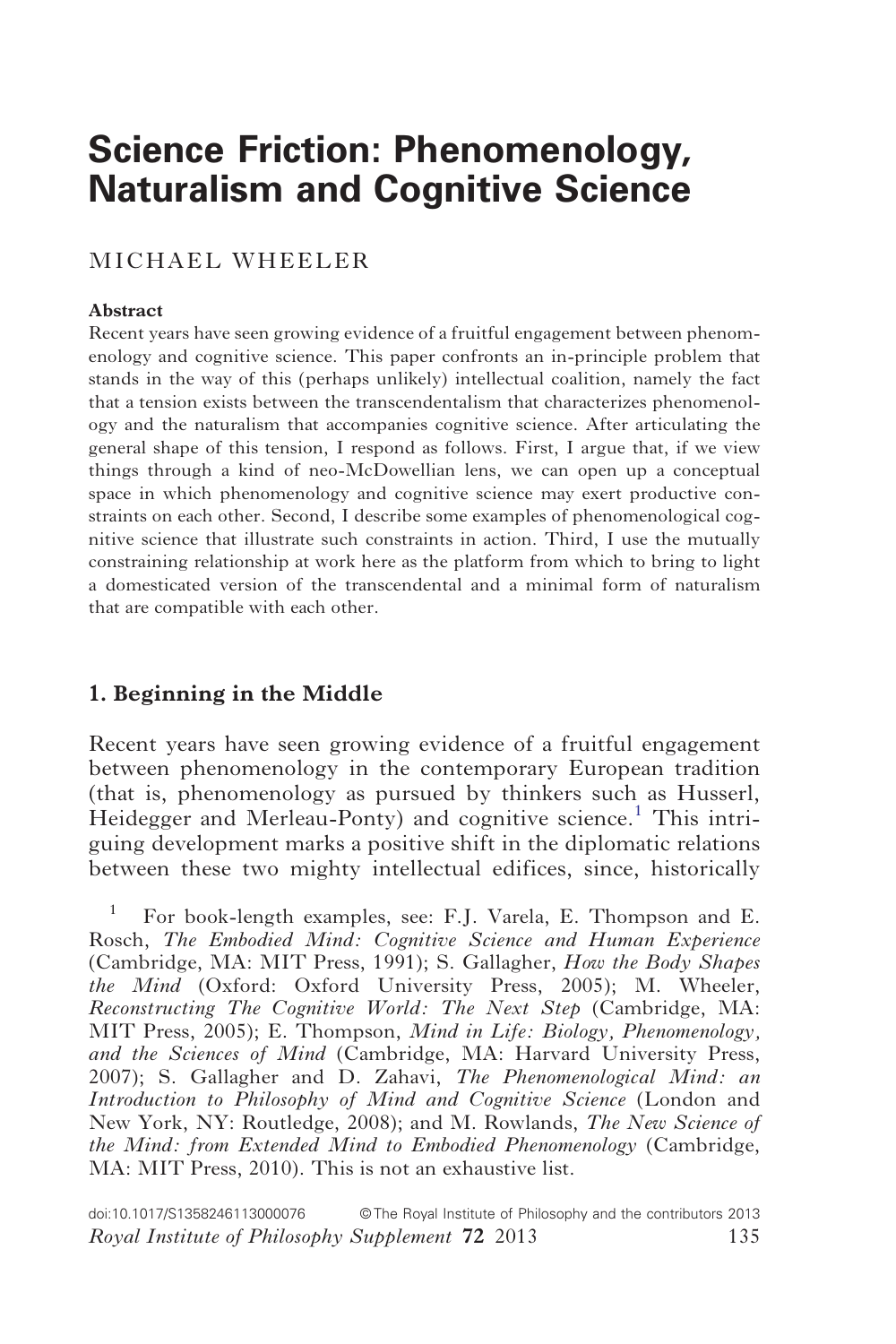# Science Friction: Phenomenology, Naturalism and Cognitive Science

MICHAEL WHEELER

**Abstract**

Recent years have seen growing evidence of a fruitful engagement between phenomenology and cognitive science. This paper confronts an in-principle problem that stands in the way of this (perhaps unlikely) intellectual coalition, namely the fact that a tension exists between the transcendentalism that characterizes phenomenology and the naturalism that accompanies cognitive science. After articulating the general shape of this tension, I respond as follows. First, I argue that, if we view things through a kind of neo-McDowellian lens, we can open up a conceptual space in which phenomenology and cognitive science may exert productive constraints on each other. Second, I describe some examples of phenomenological cognitive science that illustrate such constraints in action. Third, I use the mutually constraining relationship at work here as the platform from which to bring to light a domesticated version of the transcendental and a minimal form of naturalism that are compatible with each other.

## 1. Beginning in the Middle

Recent years have seen growing evidence of a fruitful engagement between phenomenology in the contemporary European tradition (that is, phenomenology as pursued by thinkers such as Husserl, Heidegger and Merleau-Ponty) and cognitive science.[1] This intriguing development marks a positive shift in the diplomatic relations between these two mighty intellectual edifices, since, historically

[1] For book-length examples, see: F.J. Varela, E. Thompson and E. Rosch, *The Embodied Mind: Cognitive Science and Human Experience* (Cambridge, MA: MIT Press, 1991); S. Gallagher, *How the Body Shapes the Mind* (Oxford: Oxford University Press, 2005); M. Wheeler, *Reconstructing The Cognitive World: The Next Step* (Cambridge, MA: MIT Press, 2005); E. Thompson, *Mind in Life: Biology, Phenomenology, and the Sciences of Mind* (Cambridge, MA: Harvard University Press, 2007); S. Gallagher and D. Zahavi, *The Phenomenological Mind: an Introduction to Philosophy of Mind and Cognitive Science* (London and New York, NY: Routledge, 2008); and M. Rowlands, *The New Science of the Mind: from Extended Mind to Embodied Phenomenology* (Cambridge, MA: MIT Press, 2010). This is not an exhaustive list.

doi:10.1017/S1358246113000076 © The Royal Institute of Philosophy and the contributors 2013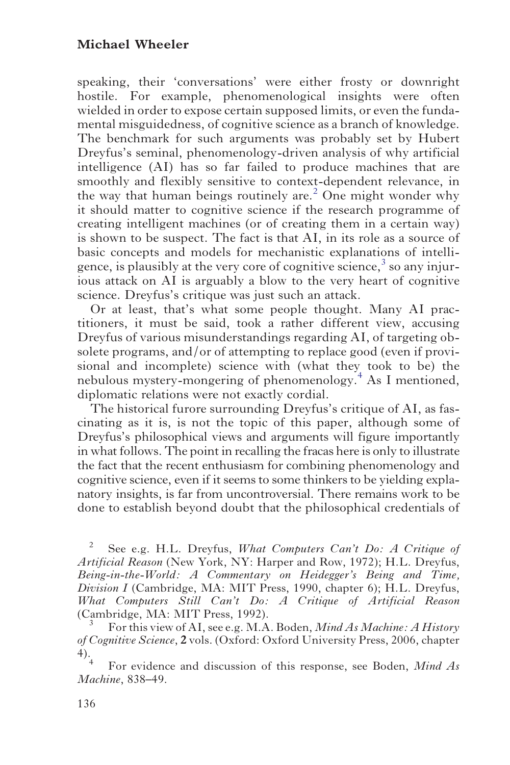speaking, their 'conversations' were either frosty or downright hostile. For example, phenomenological insights were often wielded in order to expose certain supposed limits, or even the fundamental misguidedness, of cognitive science as a branch of knowledge. The benchmark for such arguments was probably set by Hubert Dreyfus's seminal, phenomenology-driven analysis of why artificial intelligence (AI) has so far failed to produce machines that are smoothly and flexibly sensitive to context-dependent relevance, in the way that human beings routinely are.[2] One might wonder why it should matter to cognitive science if the research programme of creating intelligent machines (or of creating them in a certain way) is shown to be suspect. The fact is that AI, in its role as a source of basic concepts and models for mechanistic explanations of intelligence, is plausibly at the very core of cognitive science,[3] so any injurious attack on AI is arguably a blow to the very heart of cognitive science. Dreyfus's critique was just such an attack.

Or at least, that's what some people thought. Many AI practitioners, it must be said, took a rather different view, accusing Dreyfus of various misunderstandings regarding AI, of targeting obsolete programs, and/or of attempting to replace good (even if provisional and incomplete) science with (what they took to be) the nebulous mystery-mongering of phenomenology.[4] As I mentioned, diplomatic relations were not exactly cordial.

The historical furore surrounding Dreyfus's critique of AI, as fascinating as it is, is not the topic of this paper, although some of Dreyfus's philosophical views and arguments will figure importantly in what follows. The point in recalling the fracas here is only to illustrate the fact that the recent enthusiasm for combining phenomenology and cognitive science, even if it seems to some thinkers to be yielding explanatory insights, is far from uncontroversial. There remains work to be done to establish beyond doubt that the philosophical credentials of

[2] See e.g. H.L. Dreyfus, *What Computers Can't Do: A Critique of Artificial Reason* (New York, NY: Harper and Row, 1972); H.L. Dreyfus, *Being-in-the-World: A Commentary on Heidegger's Being and Time, Division I* (Cambridge, MA: MIT Press, 1990, chapter 6); H.L. Dreyfus, *What Computers Still Can't Do: A Critique of Artificial Reason* (Cambridge, MA: MIT Press, 1992).

[3] For this view of AI, see e.g. M.A. Boden, *Mind As Machine: A History of Cognitive Science*, **2** vols. (Oxford: Oxford University Press, 2006, chapter 4).

[4] For evidence and discussion of this response, see Boden, *Mind As Machine*, 838–49.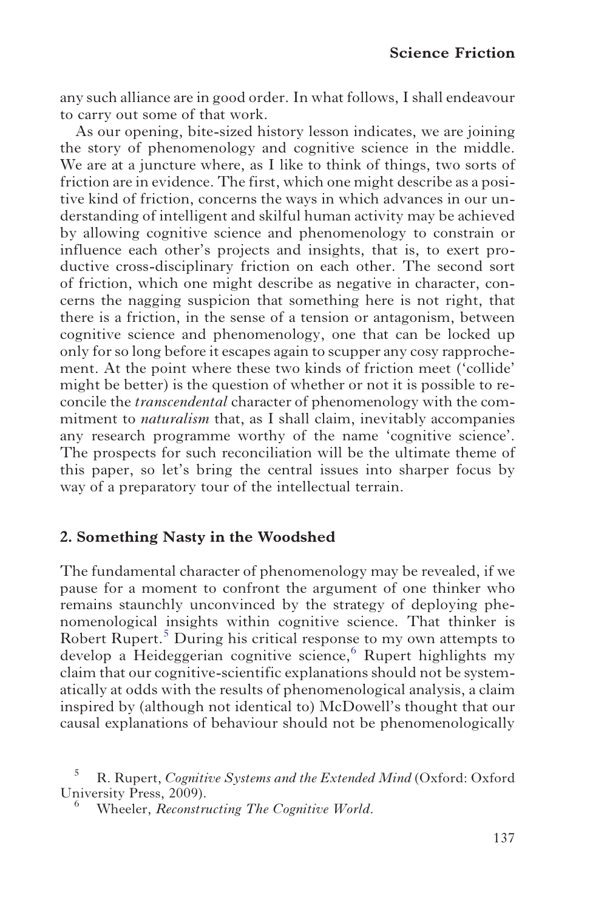any such alliance are in good order. In what follows, I shall endeavour to carry out some of that work.

As our opening, bite-sized history lesson indicates, we are joining the story of phenomenology and cognitive science in the middle. We are at a juncture where, as I like to think of things, two sorts of friction are in evidence. The first, which one might describe as a positive kind of friction, concerns the ways in which advances in our understanding of intelligent and skilful human activity may be achieved by allowing cognitive science and phenomenology to constrain or influence each other's projects and insights, that is, to exert productive cross-disciplinary friction on each other. The second sort of friction, which one might describe as negative in character, concerns the nagging suspicion that something here is not right, that there is a friction, in the sense of a tension or antagonism, between cognitive science and phenomenology, one that can be locked up only for so long before it escapes again to scupper any cosy rapprochement. At the point where these two kinds of friction meet ('collide' might be better) is the question of whether or not it is possible to reconcile the *transcendental* character of phenomenology with the commitment to *naturalism* that, as I shall claim, inevitably accompanies any research programme worthy of the name 'cognitive science'. The prospects for such reconciliation will be the ultimate theme of this paper, so let's bring the central issues into sharper focus by way of a preparatory tour of the intellectual terrain.

## 2. Something Nasty in the Woodshed

The fundamental character of phenomenology may be revealed, if we pause for a moment to confront the argument of one thinker who remains staunchly unconvinced by the strategy of deploying phenomenological insights within cognitive science. That thinker is Robert Rupert.[5] During his critical response to my own attempts to develop a Heideggerian cognitive science,[6] Rupert highlights my claim that our cognitive-scientific explanations should not be systematically at odds with the results of phenomenological analysis, a claim inspired by (although not identical to) McDowell's thought that our causal explanations of behaviour should not be phenomenologically

[5] R. Rupert, *Cognitive Systems and the Extended Mind* (Oxford: Oxford University Press, 2009).

[6] Wheeler, *Reconstructing The Cognitive World*.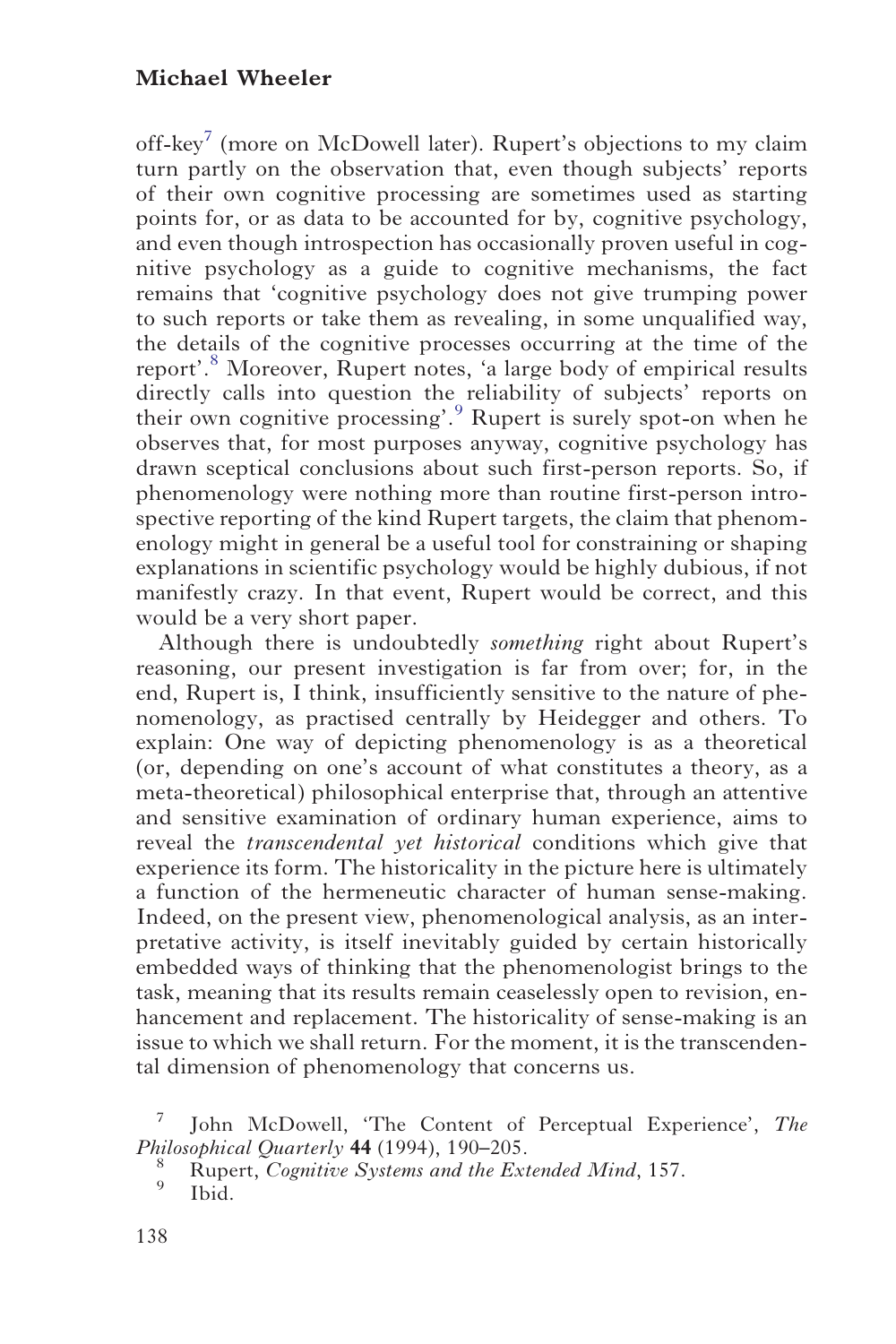off-key[7] (more on McDowell later). Rupert's objections to my claim turn partly on the observation that, even though subjects' reports of their own cognitive processing are sometimes used as starting points for, or as data to be accounted for by, cognitive psychology, and even though introspection has occasionally proven useful in cognitive psychology as a guide to cognitive mechanisms, the fact remains that 'cognitive psychology does not give trumping power to such reports or take them as revealing, in some unqualified way, the details of the cognitive processes occurring at the time of the report'.[8] Moreover, Rupert notes, 'a large body of empirical results directly calls into question the reliability of subjects' reports on their own cognitive processing'.[9] Rupert is surely spot-on when he observes that, for most purposes anyway, cognitive psychology has drawn sceptical conclusions about such first-person reports. So, if phenomenology were nothing more than routine first-person introspective reporting of the kind Rupert targets, the claim that phenomenology might in general be a useful tool for constraining or shaping explanations in scientific psychology would be highly dubious, if not manifestly crazy. In that event, Rupert would be correct, and this would be a very short paper.

Although there is undoubtedly *something* right about Rupert's reasoning, our present investigation is far from over; for, in the end, Rupert is, I think, insufficiently sensitive to the nature of phenomenology, as practised centrally by Heidegger and others. To explain: One way of depicting phenomenology is as a theoretical (or, depending on one's account of what constitutes a theory, as a meta-theoretical) philosophical enterprise that, through an attentive and sensitive examination of ordinary human experience, aims to reveal the *transcendental yet historical* conditions which give that experience its form. The historicality in the picture here is ultimately a function of the hermeneutic character of human sense-making. Indeed, on the present view, phenomenological analysis, as an interpretative activity, is itself inevitably guided by certain historically embedded ways of thinking that the phenomenologist brings to the task, meaning that its results remain ceaselessly open to revision, enhancement and replacement. The historicality of sense-making is an issue to which we shall return. For the moment, it is the transcendental dimension of phenomenology that concerns us.

[7] John McDowell, 'The Content of Perceptual Experience', *The Philosophical Quarterly* **44** (1994), 190–205.

[8] Rupert, *Cognitive Systems and the Extended Mind*, 157.

[9] Ibid.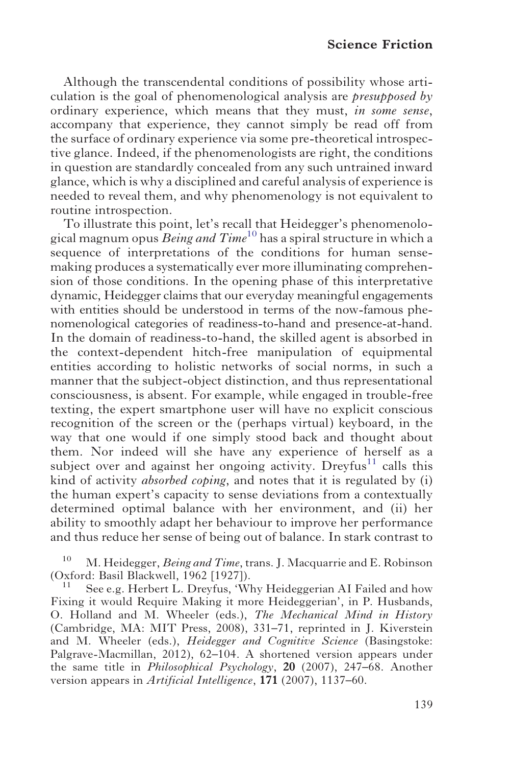Although the transcendental conditions of possibility whose articulation is the goal of phenomenological analysis are *presupposed by* ordinary experience, which means that they must, *in some sense*, accompany that experience, they cannot simply be read off from the surface of ordinary experience via some pre-theoretical introspective glance. Indeed, if the phenomenologists are right, the conditions in question are standardly concealed from any such untrained inward glance, which is why a disciplined and careful analysis of experience is needed to reveal them, and why phenomenology is not equivalent to routine introspection.

To illustrate this point, let's recall that Heidegger's phenomenological magnum opus *Being and Time*[10] has a spiral structure in which a sequence of interpretations of the conditions for human sense-making produces a systematically ever more illuminating comprehension of those conditions. In the opening phase of this interpretative dynamic, Heidegger claims that our everyday meaningful engagements with entities should be understood in terms of the now-famous phenomenological categories of readiness-to-hand and presence-at-hand. In the domain of readiness-to-hand, the skilled agent is absorbed in the context-dependent hitch-free manipulation of equipmental entities according to holistic networks of social norms, in such a manner that the subject-object distinction, and thus representational consciousness, is absent. For example, while engaged in trouble-free texting, the expert smartphone user will have no explicit conscious recognition of the screen or the (perhaps virtual) keyboard, in the way that one would if one simply stood back and thought about them. Nor indeed will she have any experience of herself as a subject over and against her ongoing activity. Dreyfus[11] calls this kind of activity *absorbed coping*, and notes that it is regulated by (i) the human expert's capacity to sense deviations from a contextually determined optimal balance with her environment, and (ii) her ability to smoothly adapt her behaviour to improve her performance and thus reduce her sense of being out of balance. In stark contrast to

[10] M. Heidegger, *Being and Time*, trans. J. Macquarrie and E. Robinson (Oxford: Basil Blackwell, 1962 [1927]).

[11] See e.g. Herbert L. Dreyfus, 'Why Heideggerian AI Failed and how Fixing it would Require Making it more Heideggerian', in P. Husbands, O. Holland and M. Wheeler (eds.), *The Mechanical Mind in History* (Cambridge, MA: MIT Press, 2008), 331–71, reprinted in J. Kiverstein and M. Wheeler (eds.), *Heidegger and Cognitive Science* (Basingstoke: Palgrave-Macmillan, 2012), 62–104. A shortened version appears under the same title in *Philosophical Psychology*, **20** (2007), 247–68. Another version appears in *Artificial Intelligence*, **171** (2007), 1137–60.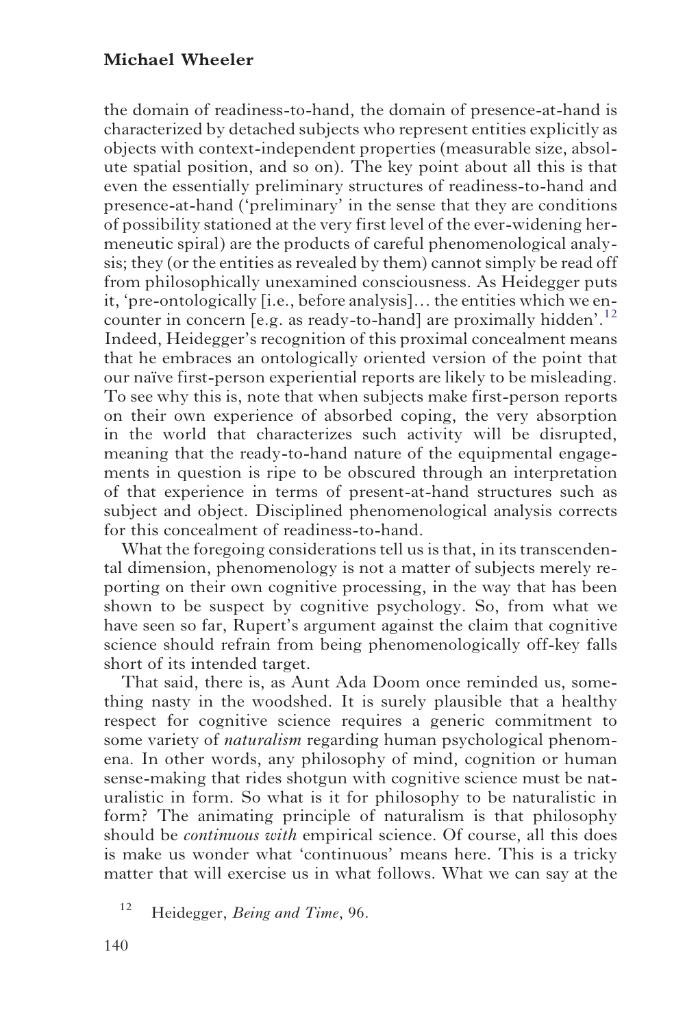the domain of readiness-to-hand, the domain of presence-at-hand is characterized by detached subjects who represent entities explicitly as objects with context-independent properties (measurable size, absolute spatial position, and so on). The key point about all this is that even the essentially preliminary structures of readiness-to-hand and presence-at-hand ('preliminary' in the sense that they are conditions of possibility stationed at the very first level of the ever-widening hermeneutic spiral) are the products of careful phenomenological analysis; they (or the entities as revealed by them) cannot simply be read off from philosophically unexamined consciousness. As Heidegger puts it, 'pre-ontologically [i.e., before analysis]… the entities which we encounter in concern [e.g. as ready-to-hand] are proximally hidden'.[12] Indeed, Heidegger's recognition of this proximal concealment means that he embraces an ontologically oriented version of the point that our naïve first-person experiential reports are likely to be misleading. To see why this is, note that when subjects make first-person reports on their own experience of absorbed coping, the very absorption in the world that characterizes such activity will be disrupted, meaning that the ready-to-hand nature of the equipmental engagements in question is ripe to be obscured through an interpretation of that experience in terms of present-at-hand structures such as subject and object. Disciplined phenomenological analysis corrects for this concealment of readiness-to-hand.

What the foregoing considerations tell us is that, in its transcendental dimension, phenomenology is not a matter of subjects merely reporting on their own cognitive processing, in the way that has been shown to be suspect by cognitive psychology. So, from what we have seen so far, Rupert's argument against the claim that cognitive science should refrain from being phenomenologically off-key falls short of its intended target.

That said, there is, as Aunt Ada Doom once reminded us, something nasty in the woodshed. It is surely plausible that a healthy respect for cognitive science requires a generic commitment to some variety of *naturalism* regarding human psychological phenomena. In other words, any philosophy of mind, cognition or human sense-making that rides shotgun with cognitive science must be naturalistic in form. So what is it for philosophy to be naturalistic in form? The animating principle of naturalism is that philosophy should be *continuous with* empirical science. Of course, all this does is make us wonder what 'continuous' means here. This is a tricky matter that will exercise us in what follows. What we can say at the

[12] Heidegger, *Being and Time*, 96.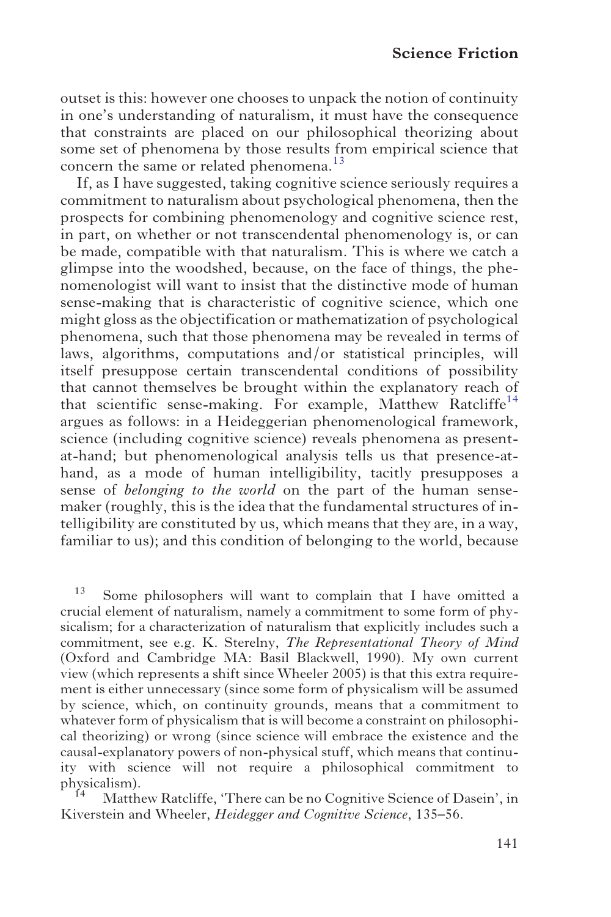outset is this: however one chooses to unpack the notion of continuity in one's understanding of naturalism, it must have the consequence that constraints are placed on our philosophical theorizing about some set of phenomena by those results from empirical science that concern the same or related phenomena.[13]

If, as I have suggested, taking cognitive science seriously requires a commitment to naturalism about psychological phenomena, then the prospects for combining phenomenology and cognitive science rest, in part, on whether or not transcendental phenomenology is, or can be made, compatible with that naturalism. This is where we catch a glimpse into the woodshed, because, on the face of things, the phenomenologist will want to insist that the distinctive mode of human sense-making that is characteristic of cognitive science, which one might gloss as the objectification or mathematization of psychological phenomena, such that those phenomena may be revealed in terms of laws, algorithms, computations and/or statistical principles, will itself presuppose certain transcendental conditions of possibility that cannot themselves be brought within the explanatory reach of that scientific sense-making. For example, Matthew Ratcliffe[14] argues as follows: in a Heideggerian phenomenological framework, science (including cognitive science) reveals phenomena as present-at-hand; but phenomenological analysis tells us that presence-at-hand, as a mode of human intelligibility, tacitly presupposes a sense of *belonging to the world* on the part of the human sense-maker (roughly, this is the idea that the fundamental structures of intelligibility are constituted by us, which means that they are, in a way, familiar to us); and this condition of belonging to the world, because

[13] Some philosophers will want to complain that I have omitted a crucial element of naturalism, namely a commitment to some form of physicalism; for a characterization of naturalism that explicitly includes such a commitment, see e.g. K. Sterelny, *The Representational Theory of Mind* (Oxford and Cambridge MA: Basil Blackwell, 1990). My own current view (which represents a shift since Wheeler 2005) is that this extra requirement is either unnecessary (since some form of physicalism will be assumed by science, which, on continuity grounds, means that a commitment to whatever form of physicalism that is will become a constraint on philosophical theorizing) or wrong (since science will embrace the existence and the causal-explanatory powers of non-physical stuff, which means that continuity with science will not require a philosophical commitment to physicalism).

[14] Matthew Ratcliffe, 'There can be no Cognitive Science of Dasein', in Kiverstein and Wheeler, *Heidegger and Cognitive Science*, 135–56.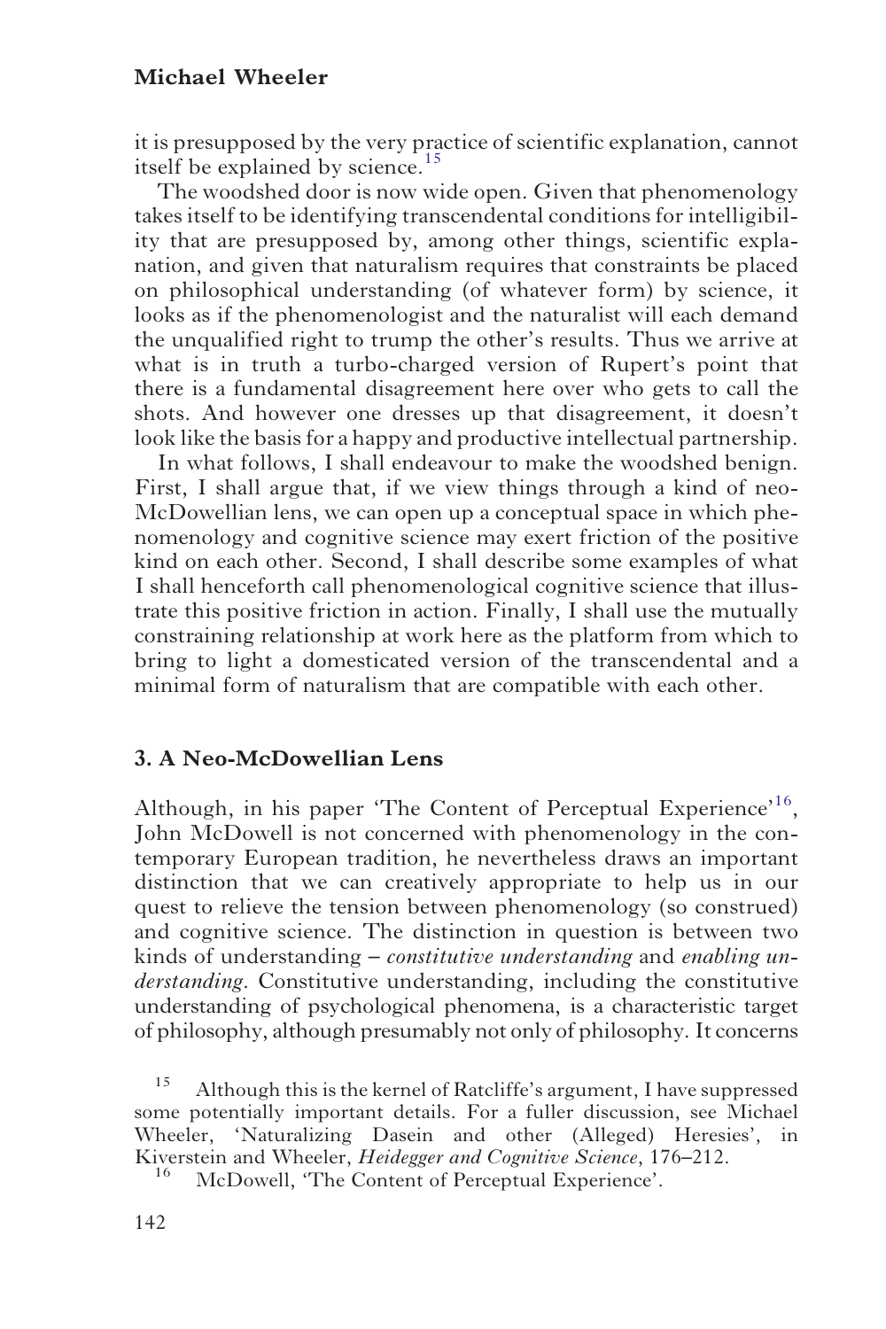it is presupposed by the very practice of scientific explanation, cannot itself be explained by science.[15]

The woodshed door is now wide open. Given that phenomenology takes itself to be identifying transcendental conditions for intelligibility that are presupposed by, among other things, scientific explanation, and given that naturalism requires that constraints be placed on philosophical understanding (of whatever form) by science, it looks as if the phenomenologist and the naturalist will each demand the unqualified right to trump the other's results. Thus we arrive at what is in truth a turbo-charged version of Rupert's point that there is a fundamental disagreement here over who gets to call the shots. And however one dresses up that disagreement, it doesn't look like the basis for a happy and productive intellectual partnership.

In what follows, I shall endeavour to make the woodshed benign. First, I shall argue that, if we view things through a kind of neo-McDowellian lens, we can open up a conceptual space in which phenomenology and cognitive science may exert friction of the positive kind on each other. Second, I shall describe some examples of what I shall henceforth call phenomenological cognitive science that illustrate this positive friction in action. Finally, I shall use the mutually constraining relationship at work here as the platform from which to bring to light a domesticated version of the transcendental and a minimal form of naturalism that are compatible with each other.

## 3. A Neo-McDowellian Lens

Although, in his paper 'The Content of Perceptual Experience'[16], John McDowell is not concerned with phenomenology in the contemporary European tradition, he nevertheless draws an important distinction that we can creatively appropriate to help us in our quest to relieve the tension between phenomenology (so construed) and cognitive science. The distinction in question is between two kinds of understanding – *constitutive understanding* and *enabling understanding*. Constitutive understanding, including the constitutive understanding of psychological phenomena, is a characteristic target of philosophy, although presumably not only of philosophy. It concerns

[15] Although this is the kernel of Ratcliffe's argument, I have suppressed some potentially important details. For a fuller discussion, see Michael Wheeler, 'Naturalizing Dasein and other (Alleged) Heresies', in Kiverstein and Wheeler, *Heidegger and Cognitive Science*, 176–212.

[16] McDowell, 'The Content of Perceptual Experience'.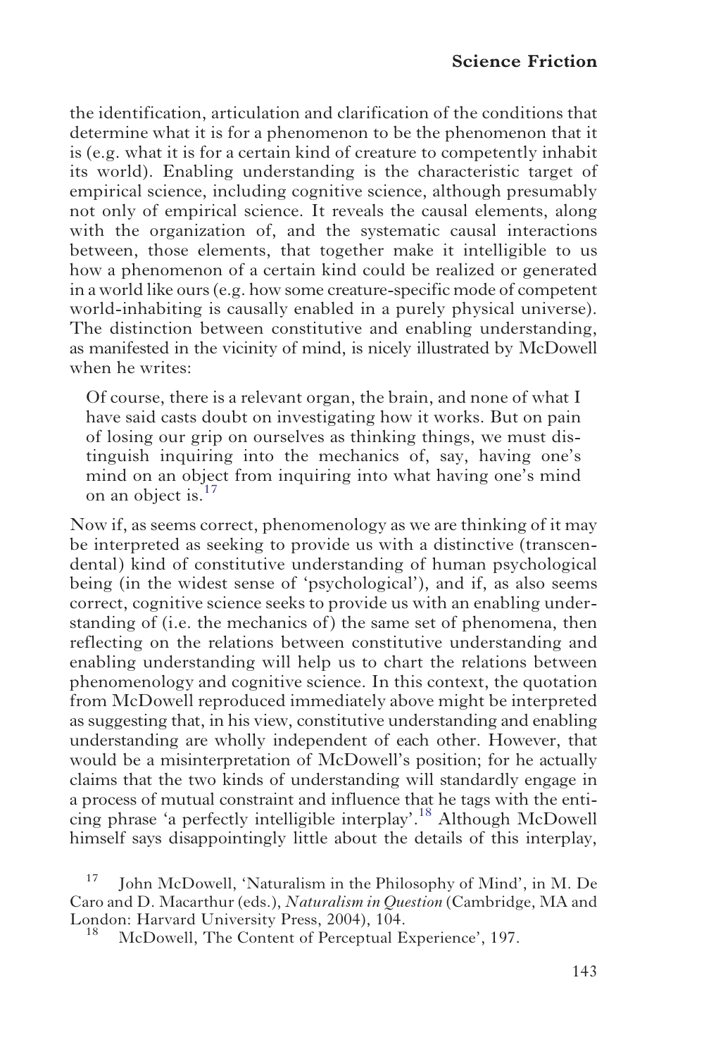the identification, articulation and clarification of the conditions that determine what it is for a phenomenon to be the phenomenon that it is (e.g. what it is for a certain kind of creature to competently inhabit its world). Enabling understanding is the characteristic target of empirical science, including cognitive science, although presumably not only of empirical science. It reveals the causal elements, along with the organization of, and the systematic causal interactions between, those elements, that together make it intelligible to us how a phenomenon of a certain kind could be realized or generated in a world like ours (e.g. how some creature-specific mode of competent world-inhabiting is causally enabled in a purely physical universe). The distinction between constitutive and enabling understanding, as manifested in the vicinity of mind, is nicely illustrated by McDowell when he writes:

> Of course, there is a relevant organ, the brain, and none of what I have said casts doubt on investigating how it works. But on pain of losing our grip on ourselves as thinking things, we must distinguish inquiring into the mechanics of, say, having one's mind on an object from inquiring into what having one's mind on an object is.[17]

Now if, as seems correct, phenomenology as we are thinking of it may be interpreted as seeking to provide us with a distinctive (transcendental) kind of constitutive understanding of human psychological being (in the widest sense of 'psychological'), and if, as also seems correct, cognitive science seeks to provide us with an enabling understanding of (i.e. the mechanics of) the same set of phenomena, then reflecting on the relations between constitutive understanding and enabling understanding will help us to chart the relations between phenomenology and cognitive science. In this context, the quotation from McDowell reproduced immediately above might be interpreted as suggesting that, in his view, constitutive understanding and enabling understanding are wholly independent of each other. However, that would be a misinterpretation of McDowell's position; for he actually claims that the two kinds of understanding will standardly engage in a process of mutual constraint and influence that he tags with the enticing phrase 'a perfectly intelligible interplay'.[18] Although McDowell himself says disappointingly little about the details of this interplay,

[17] John McDowell, 'Naturalism in the Philosophy of Mind', in M. De Caro and D. Macarthur (eds.), *Naturalism in Question* (Cambridge, MA and London: Harvard University Press, 2004), 104.

[18] McDowell, The Content of Perceptual Experience', 197.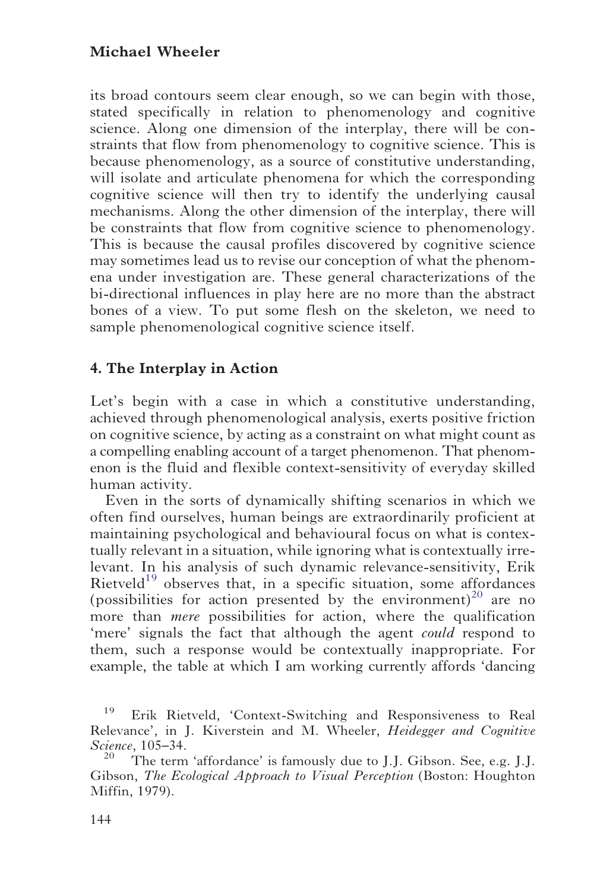its broad contours seem clear enough, so we can begin with those, stated specifically in relation to phenomenology and cognitive science. Along one dimension of the interplay, there will be constraints that flow from phenomenology to cognitive science. This is because phenomenology, as a source of constitutive understanding, will isolate and articulate phenomena for which the corresponding cognitive science will then try to identify the underlying causal mechanisms. Along the other dimension of the interplay, there will be constraints that flow from cognitive science to phenomenology. This is because the causal profiles discovered by cognitive science may sometimes lead us to revise our conception of what the phenomena under investigation are. These general characterizations of the bi-directional influences in play here are no more than the abstract bones of a view. To put some flesh on the skeleton, we need to sample phenomenological cognitive science itself.

## 4. The Interplay in Action

Let's begin with a case in which a constitutive understanding, achieved through phenomenological analysis, exerts positive friction on cognitive science, by acting as a constraint on what might count as a compelling enabling account of a target phenomenon. That phenomenon is the fluid and flexible context-sensitivity of everyday skilled human activity.

Even in the sorts of dynamically shifting scenarios in which we often find ourselves, human beings are extraordinarily proficient at maintaining psychological and behavioural focus on what is contextually relevant in a situation, while ignoring what is contextually irrelevant. In his analysis of such dynamic relevance-sensitivity, Erik Rietveld[19] observes that, in a specific situation, some affordances (possibilities for action presented by the environment)[20] are no more than *mere* possibilities for action, where the qualification 'mere' signals the fact that although the agent *could* respond to them, such a response would be contextually inappropriate. For example, the table at which I am working currently affords 'dancing

[19] Erik Rietveld, 'Context-Switching and Responsiveness to Real Relevance', in J. Kiverstein and M. Wheeler, *Heidegger and Cognitive Science*, 105–34.

[20] The term 'affordance' is famously due to J.J. Gibson. See, e.g. J.J. Gibson, *The Ecological Approach to Visual Perception* (Boston: Houghton Mifflin, 1979).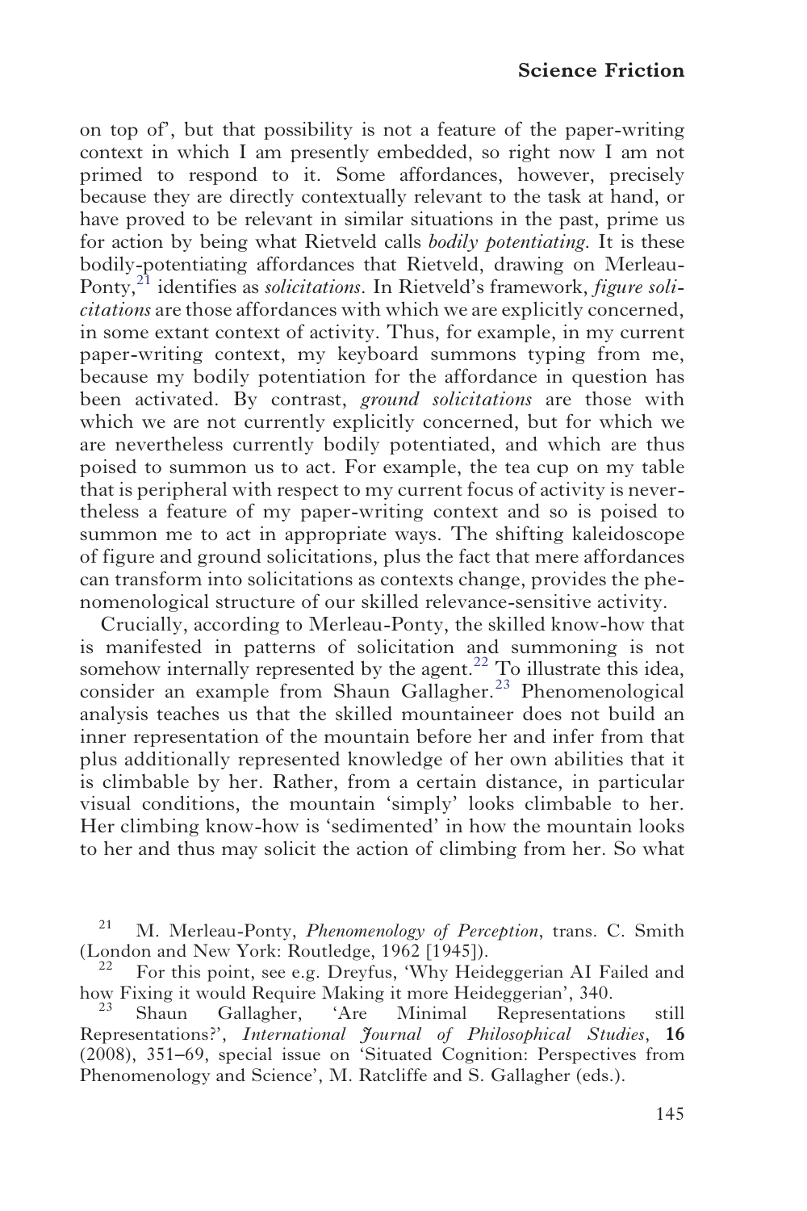on top of', but that possibility is not a feature of the paper-writing context in which I am presently embedded, so right now I am not primed to respond to it. Some affordances, however, precisely because they are directly contextually relevant to the task at hand, or have proved to be relevant in similar situations in the past, prime us for action by being what Rietveld calls *bodily potentiating*. It is these bodily-potentiating affordances that Rietveld, drawing on Merleau-Ponty,[21] identifies as *solicitations*. In Rietveld's framework, *figure solicitations* are those affordances with which we are explicitly concerned, in some extant context of activity. Thus, for example, in my current paper-writing context, my keyboard summons typing from me, because my bodily potentiation for the affordance in question has been activated. By contrast, *ground solicitations* are those with which we are not currently explicitly concerned, but for which we are nevertheless currently bodily potentiated, and which are thus poised to summon us to act. For example, the tea cup on my table that is peripheral with respect to my current focus of activity is nevertheless a feature of my paper-writing context and so is poised to summon me to act in appropriate ways. The shifting kaleidoscope of figure and ground solicitations, plus the fact that mere affordances can transform into solicitations as contexts change, provides the phenomenological structure of our skilled relevance-sensitive activity.

Crucially, according to Merleau-Ponty, the skilled know-how that is manifested in patterns of solicitation and summoning is not somehow internally represented by the agent.[22] To illustrate this idea, consider an example from Shaun Gallagher.[23] Phenomenological analysis teaches us that the skilled mountaineer does not build an inner representation of the mountain before her and infer from that plus additionally represented knowledge of her own abilities that it is climbable by her. Rather, from a certain distance, in particular visual conditions, the mountain 'simply' looks climbable to her. Her climbing know-how is 'sedimented' in how the mountain looks to her and thus may solicit the action of climbing from her. So what

[21] M. Merleau-Ponty, *Phenomenology of Perception*, trans. C. Smith (London and New York: Routledge, 1962 [1945]).

[22] For this point, see e.g. Dreyfus, 'Why Heideggerian AI Failed and how Fixing it would Require Making it more Heideggerian', 340.

[23] Shaun Gallagher, 'Are Minimal Representations still Representations?', *International Journal of Philosophical Studies*, **16** (2008), 351–69, special issue on 'Situated Cognition: Perspectives from Phenomenology and Science', M. Ratcliffe and S. Gallagher (eds.).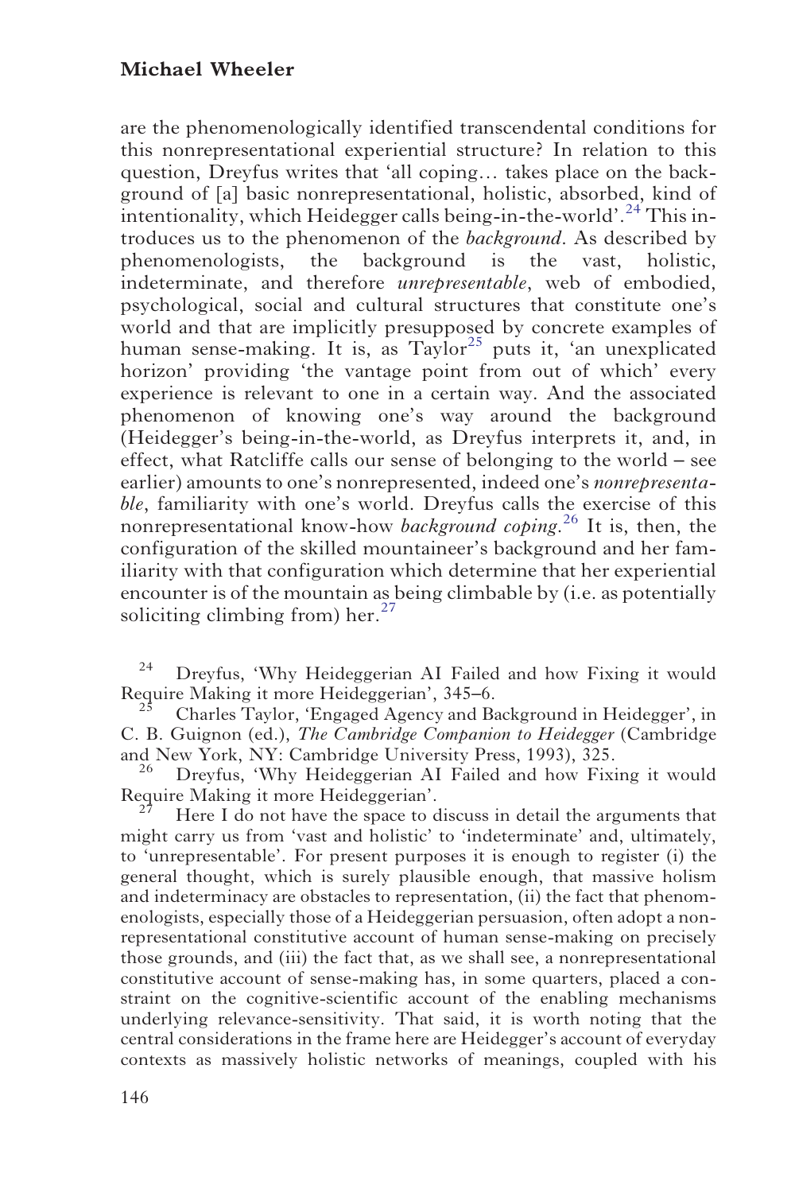are the phenomenologically identified transcendental conditions for this nonrepresentational experiential structure? In relation to this question, Dreyfus writes that 'all coping… takes place on the background of [a] basic nonrepresentational, holistic, absorbed, kind of intentionality, which Heidegger calls being-in-the-world'.[24] This introduces us to the phenomenon of the *background*. As described by phenomenologists, the background is the vast, holistic, indeterminate, and therefore *unrepresentable*, web of embodied, psychological, social and cultural structures that constitute one's world and that are implicitly presupposed by concrete examples of human sense-making. It is, as Taylor[25] puts it, 'an unexplicated horizon' providing 'the vantage point from out of which' every experience is relevant to one in a certain way. And the associated phenomenon of knowing one's way around the background (Heidegger's being-in-the-world, as Dreyfus interprets it, and, in effect, what Ratcliffe calls our sense of belonging to the world – see earlier) amounts to one's nonrepresented, indeed one's *nonrepresentable*, familiarity with one's world. Dreyfus calls the exercise of this nonrepresentational know-how *background coping*.[26] It is, then, the configuration of the skilled mountaineer's background and her familiarity with that configuration which determine that her experiential encounter is of the mountain as being climbable by (i.e. as potentially soliciting climbing from) her.[27]

[24] Dreyfus, 'Why Heideggerian AI Failed and how Fixing it would Require Making it more Heideggerian', 345–6.

[25] Charles Taylor, 'Engaged Agency and Background in Heidegger', in C. B. Guignon (ed.), *The Cambridge Companion to Heidegger* (Cambridge and New York, NY: Cambridge University Press, 1993), 325.

[26] Dreyfus, 'Why Heideggerian AI Failed and how Fixing it would Require Making it more Heideggerian'.

[27] Here I do not have the space to discuss in detail the arguments that might carry us from 'vast and holistic' to 'indeterminate' and, ultimately, to 'unrepresentable'. For present purposes it is enough to register (i) the general thought, which is surely plausible enough, that massive holism and indeterminacy are obstacles to representation, (ii) the fact that phenomenologists, especially those of a Heideggerian persuasion, often adopt a nonrepresentational constitutive account of human sense-making on precisely those grounds, and (iii) the fact that, as we shall see, a nonrepresentational constitutive account of sense-making has, in some quarters, placed a constraint on the cognitive-scientific account of the enabling mechanisms underlying relevance-sensitivity. That said, it is worth noting that the central considerations in the frame here are Heidegger's account of everyday contexts as massively holistic networks of meanings, coupled with his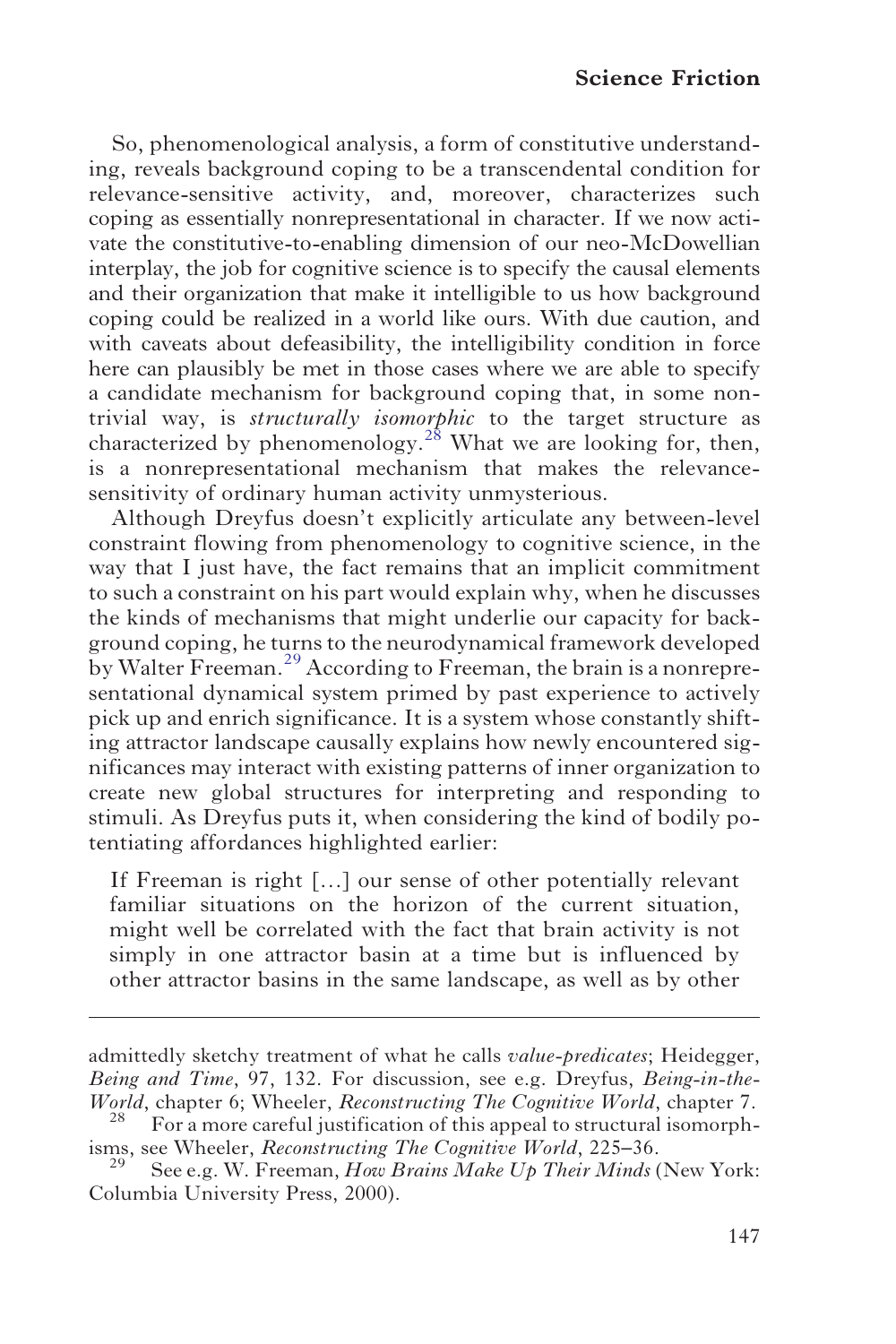So, phenomenological analysis, a form of constitutive understanding, reveals background coping to be a transcendental condition for relevance-sensitive activity, and, moreover, characterizes such coping as essentially nonrepresentational in character. If we now activate the constitutive-to-enabling dimension of our neo-McDowellian interplay, the job for cognitive science is to specify the causal elements and their organization that make it intelligible to us how background coping could be realized in a world like ours. With due caution, and with caveats about defeasibility, the intelligibility condition in force here can plausibly be met in those cases where we are able to specify a candidate mechanism for background coping that, in some non-trivial way, is *structurally isomorphic* to the target structure as characterized by phenomenology.[28] What we are looking for, then, is a nonrepresentational mechanism that makes the relevance-sensitivity of ordinary human activity unmysterious.

Although Dreyfus doesn't explicitly articulate any between-level constraint flowing from phenomenology to cognitive science, in the way that I just have, the fact remains that an implicit commitment to such a constraint on his part would explain why, when he discusses the kinds of mechanisms that might underlie our capacity for background coping, he turns to the neurodynamical framework developed by Walter Freeman.[29] According to Freeman, the brain is a nonrepresentational dynamical system primed by past experience to actively pick up and enrich significance. It is a system whose constantly shifting attractor landscape causally explains how newly encountered significances may interact with existing patterns of inner organization to create new global structures for interpreting and responding to stimuli. As Dreyfus puts it, when considering the kind of bodily potentiating affordances highlighted earlier:

> If Freeman is right […] our sense of other potentially relevant familiar situations on the horizon of the current situation, might well be correlated with the fact that brain activity is not simply in one attractor basin at a time but is influenced by other attractor basins in the same landscape, as well as by other

---

admittedly sketchy treatment of what he calls *value-predicates*; Heidegger, *Being and Time*, 97, 132. For discussion, see e.g. Dreyfus, *Being-in-the-World*, chapter 6; Wheeler, *Reconstructing The Cognitive World*, chapter 7.

[28] For a more careful justification of this appeal to structural isomorphisms, see Wheeler, *Reconstructing The Cognitive World*, 225–36.

[29] See e.g. W. Freeman, *How Brains Make Up Their Minds* (New York: Columbia University Press, 2000).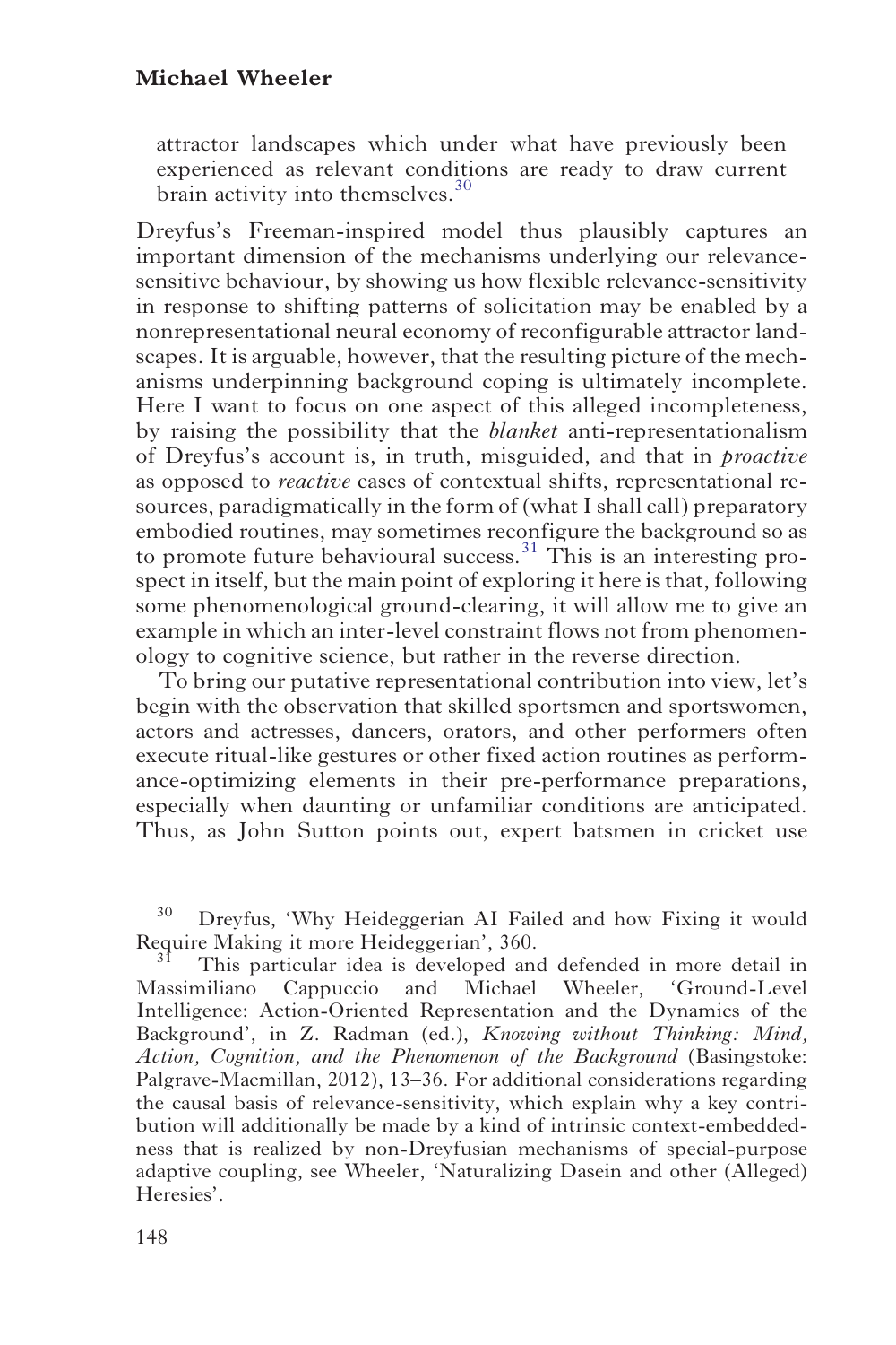attractor landscapes which under what have previously been experienced as relevant conditions are ready to draw current brain activity into themselves.[30]

Dreyfus's Freeman-inspired model thus plausibly captures an important dimension of the mechanisms underlying our relevance-sensitive behaviour, by showing us how flexible relevance-sensitivity in response to shifting patterns of solicitation may be enabled by a nonrepresentational neural economy of reconfigurable attractor landscapes. It is arguable, however, that the resulting picture of the mechanisms underpinning background coping is ultimately incomplete. Here I want to focus on one aspect of this alleged incompleteness, by raising the possibility that the *blanket* anti-representationalism of Dreyfus's account is, in truth, misguided, and that in *proactive* as opposed to *reactive* cases of contextual shifts, representational resources, paradigmatically in the form of (what I shall call) preparatory embodied routines, may sometimes reconfigure the background so as to promote future behavioural success.[31] This is an interesting prospect in itself, but the main point of exploring it here is that, following some phenomenological ground-clearing, it will allow me to give an example in which an inter-level constraint flows not from phenomenology to cognitive science, but rather in the reverse direction.

To bring our putative representational contribution into view, let's begin with the observation that skilled sportsmen and sportswomen, actors and actresses, dancers, orators, and other performers often execute ritual-like gestures or other fixed action routines as performance-optimizing elements in their pre-performance preparations, especially when daunting or unfamiliar conditions are anticipated. Thus, as John Sutton points out, expert batsmen in cricket use

---

[30] Dreyfus, 'Why Heideggerian AI Failed and how Fixing it would Require Making it more Heideggerian', 360.

[31] This particular idea is developed and defended in more detail in Massimiliano Cappuccio and Michael Wheeler, 'Ground-Level Intelligence: Action-Oriented Representation and the Dynamics of the Background', in Z. Radman (ed.), *Knowing without Thinking: Mind, Action, Cognition, and the Phenomenon of the Background* (Basingstoke: Palgrave-Macmillan, 2012), 13–36. For additional considerations regarding the causal basis of relevance-sensitivity, which explain why a key contribution will additionally be made by a kind of intrinsic context-embeddedness that is realized by non-Dreyfusian mechanisms of special-purpose adaptive coupling, see Wheeler, 'Naturalizing Dasein and other (Alleged) Heresies'.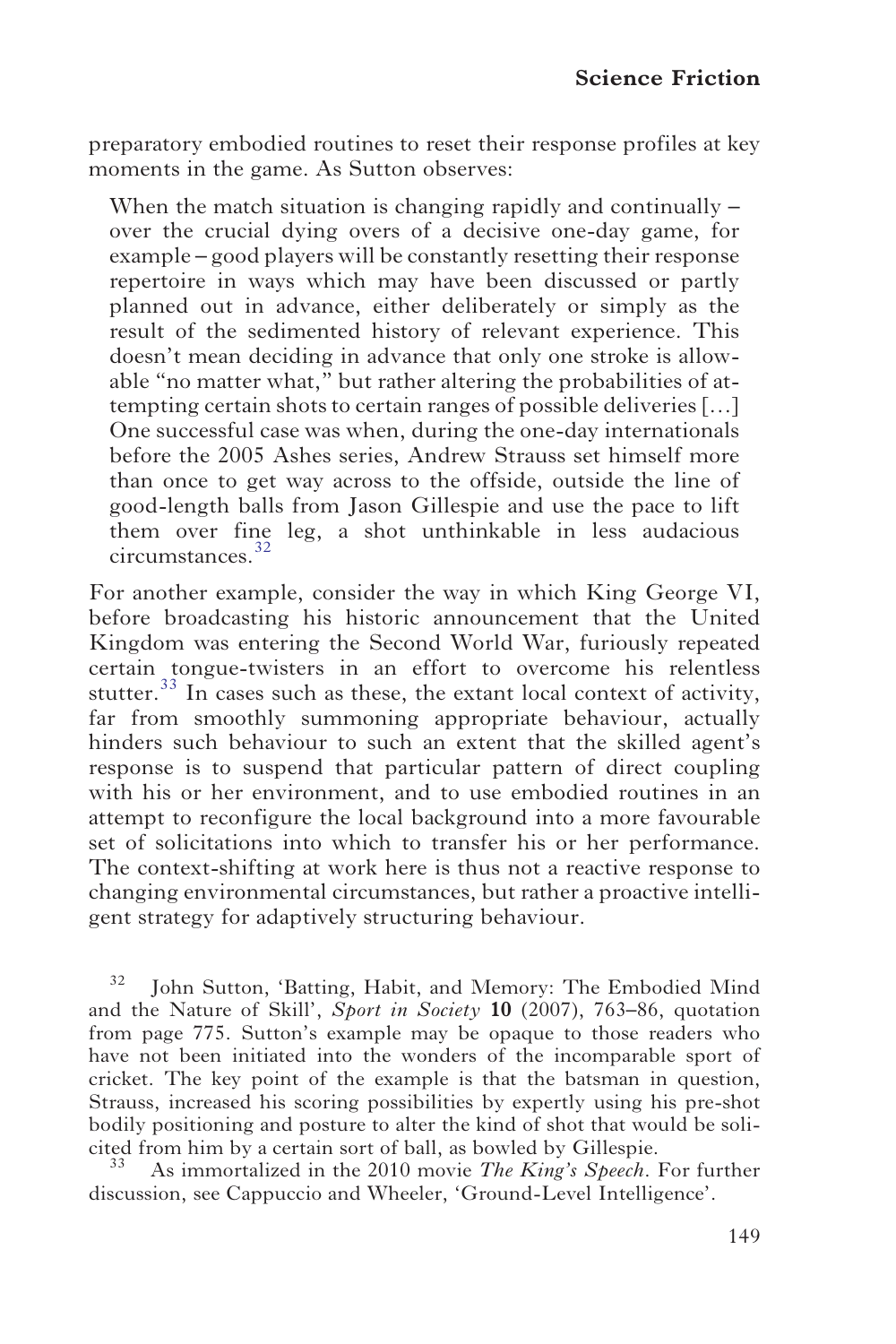preparatory embodied routines to reset their response profiles at key moments in the game. As Sutton observes:

> When the match situation is changing rapidly and continually – over the crucial dying overs of a decisive one-day game, for example – good players will be constantly resetting their response repertoire in ways which may have been discussed or partly planned out in advance, either deliberately or simply as the result of the sedimented history of relevant experience. This doesn't mean deciding in advance that only one stroke is allowable "no matter what," but rather altering the probabilities of attempting certain shots to certain ranges of possible deliveries [...] One successful case was when, during the one-day internationals before the 2005 Ashes series, Andrew Strauss set himself more than once to get way across to the offside, outside the line of good-length balls from Jason Gillespie and use the pace to lift them over fine leg, a shot unthinkable in less audacious circumstances.[32]

For another example, consider the way in which King George VI, before broadcasting his historic announcement that the United Kingdom was entering the Second World War, furiously repeated certain tongue-twisters in an effort to overcome his relentless stutter.[33] In cases such as these, the extant local context of activity, far from smoothly summoning appropriate behaviour, actually hinders such behaviour to such an extent that the skilled agent's response is to suspend that particular pattern of direct coupling with his or her environment, and to use embodied routines in an attempt to reconfigure the local background into a more favourable set of solicitations into which to transfer his or her performance. The context-shifting at work here is thus not a reactive response to changing environmental circumstances, but rather a proactive intelligent strategy for adaptively structuring behaviour.

---

[32] John Sutton, 'Batting, Habit, and Memory: The Embodied Mind and the Nature of Skill', *Sport in Society* **10** (2007), 763–86, quotation from page 775. Sutton's example may be opaque to those readers who have not been initiated into the wonders of the incomparable sport of cricket. The key point of the example is that the batsman in question, Strauss, increased his scoring possibilities by expertly using his pre-shot bodily positioning and posture to alter the kind of shot that would be solicited from him by a certain sort of ball, as bowled by Gillespie.

[33] As immortalized in the 2010 movie *The King's Speech*. For further discussion, see Cappuccio and Wheeler, 'Ground-Level Intelligence'.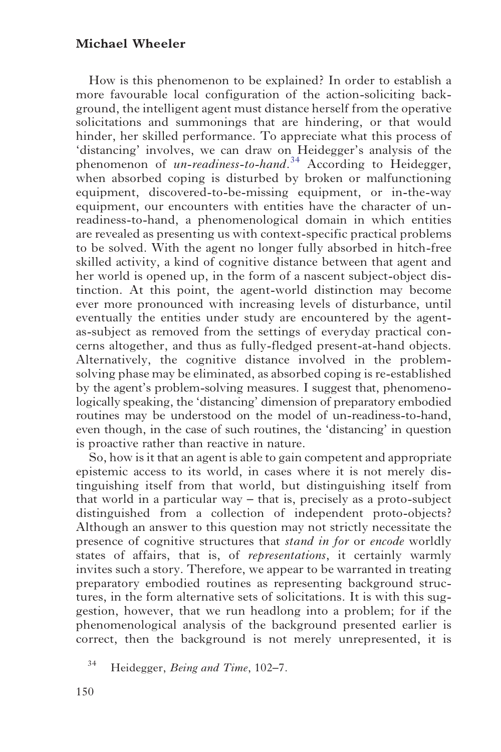How is this phenomenon to be explained? In order to establish a more favourable local configuration of the action-soliciting background, the intelligent agent must distance herself from the operative solicitations and summonings that are hindering, or that would hinder, her skilled performance. To appreciate what this process of 'distancing' involves, we can draw on Heidegger's analysis of the phenomenon of *un-readiness-to-hand*.[34] According to Heidegger, when absorbed coping is disturbed by broken or malfunctioning equipment, discovered-to-be-missing equipment, or in-the-way equipment, our encounters with entities have the character of un-readiness-to-hand, a phenomenological domain in which entities are revealed as presenting us with context-specific practical problems to be solved. With the agent no longer fully absorbed in hitch-free skilled activity, a kind of cognitive distance between that agent and her world is opened up, in the form of a nascent subject-object distinction. At this point, the agent-world distinction may become ever more pronounced with increasing levels of disturbance, until eventually the entities under study are encountered by the agent-as-subject as removed from the settings of everyday practical concerns altogether, and thus as fully-fledged present-at-hand objects. Alternatively, the cognitive distance involved in the problem-solving phase may be eliminated, as absorbed coping is re-established by the agent's problem-solving measures. I suggest that, phenomenologically speaking, the 'distancing' dimension of preparatory embodied routines may be understood on the model of un-readiness-to-hand, even though, in the case of such routines, the 'distancing' in question is proactive rather than reactive in nature.

So, how is it that an agent is able to gain competent and appropriate epistemic access to its world, in cases where it is not merely distinguishing itself from that world, but distinguishing itself from that world in a particular way – that is, precisely as a proto-subject distinguished from a collection of independent proto-objects? Although an answer to this question may not strictly necessitate the presence of cognitive structures that *stand in for* or *encode* worldly states of affairs, that is, of *representations*, it certainly warmly invites such a story. Therefore, we appear to be warranted in treating preparatory embodied routines as representing background structures, in the form alternative sets of solicitations. It is with this suggestion, however, that we run headlong into a problem; for if the phenomenological analysis of the background presented earlier is correct, then the background is not merely unrepresented, it is

[34] Heidegger, *Being and Time*, 102–7.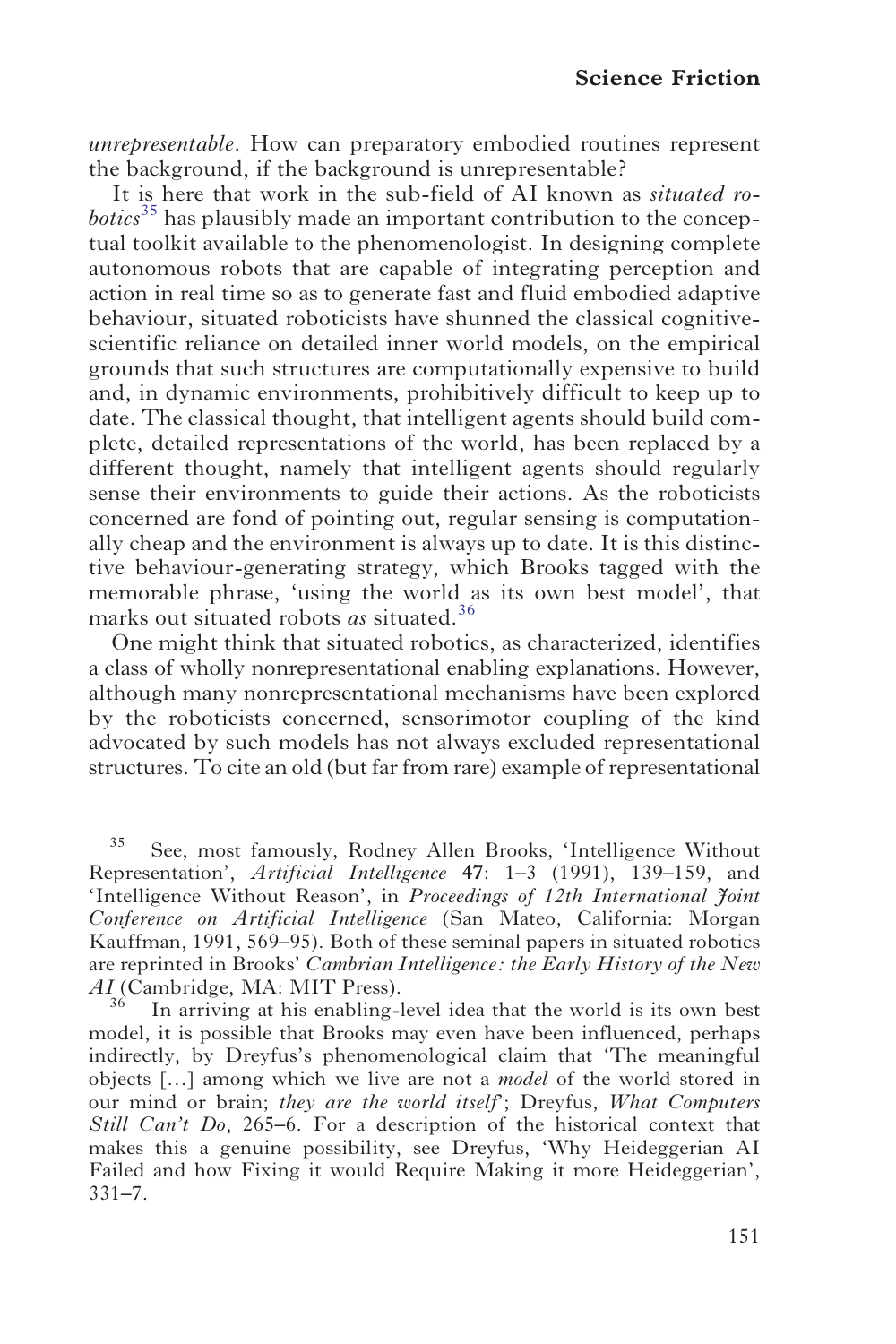*unrepresentable*. How can preparatory embodied routines represent the background, if the background is unrepresentable?

It is here that work in the sub-field of AI known as *situated robotics*[35] has plausibly made an important contribution to the conceptual toolkit available to the phenomenologist. In designing complete autonomous robots that are capable of integrating perception and action in real time so as to generate fast and fluid embodied adaptive behaviour, situated roboticists have shunned the classical cognitive-scientific reliance on detailed inner world models, on the empirical grounds that such structures are computationally expensive to build and, in dynamic environments, prohibitively difficult to keep up to date. The classical thought, that intelligent agents should build complete, detailed representations of the world, has been replaced by a different thought, namely that intelligent agents should regularly sense their environments to guide their actions. As the roboticists concerned are fond of pointing out, regular sensing is computationally cheap and the environment is always up to date. It is this distinctive behaviour-generating strategy, which Brooks tagged with the memorable phrase, 'using the world as its own best model', that marks out situated robots *as* situated.[36]

One might think that situated robotics, as characterized, identifies a class of wholly nonrepresentational enabling explanations. However, although many nonrepresentational mechanisms have been explored by the roboticists concerned, sensorimotor coupling of the kind advocated by such models has not always excluded representational structures. To cite an old (but far from rare) example of representational

[35] See, most famously, Rodney Allen Brooks, 'Intelligence Without Representation', *Artificial Intelligence* **47**: 1–3 (1991), 139–159, and 'Intelligence Without Reason', in *Proceedings of 12th International Joint Conference on Artificial Intelligence* (San Mateo, California: Morgan Kauffman, 1991, 569–95). Both of these seminal papers in situated robotics are reprinted in Brooks' *Cambrian Intelligence: the Early History of the New AI* (Cambridge, MA: MIT Press).

[36] In arriving at his enabling-level idea that the world is its own best model, it is possible that Brooks may even have been influenced, perhaps indirectly, by Dreyfus's phenomenological claim that 'The meaningful objects [...] among which we live are not a *model* of the world stored in our mind or brain; *they are the world itself*'; Dreyfus, *What Computers Still Can't Do*, 265–6. For a description of the historical context that makes this a genuine possibility, see Dreyfus, 'Why Heideggerian AI Failed and how Fixing it would Require Making it more Heideggerian', 331–7.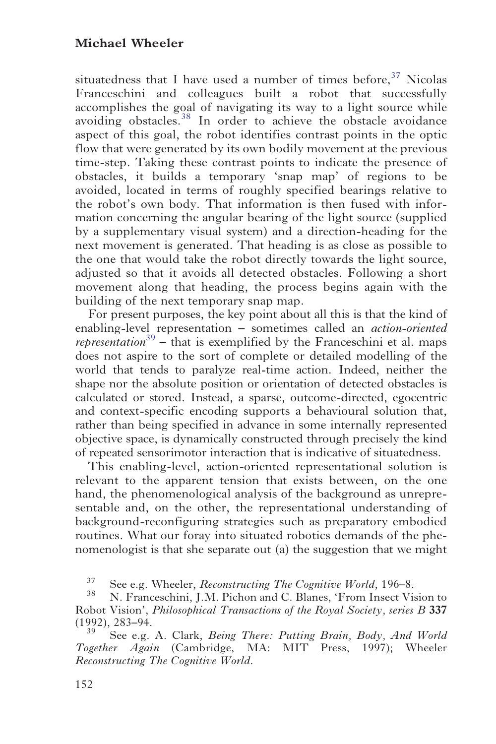situatedness that I have used a number of times before,[37] Nicolas Franceschini and colleagues built a robot that successfully accomplishes the goal of navigating its way to a light source while avoiding obstacles.[38] In order to achieve the obstacle avoidance aspect of this goal, the robot identifies contrast points in the optic flow that were generated by its own bodily movement at the previous time-step. Taking these contrast points to indicate the presence of obstacles, it builds a temporary 'snap map' of regions to be avoided, located in terms of roughly specified bearings relative to the robot's own body. That information is then fused with information concerning the angular bearing of the light source (supplied by a supplementary visual system) and a direction-heading for the next movement is generated. That heading is as close as possible to the one that would take the robot directly towards the light source, adjusted so that it avoids all detected obstacles. Following a short movement along that heading, the process begins again with the building of the next temporary snap map.

For present purposes, the key point about all this is that the kind of enabling-level representation – sometimes called an *action-oriented representation*[39] – that is exemplified by the Franceschini et al. maps does not aspire to the sort of complete or detailed modelling of the world that tends to paralyze real-time action. Indeed, neither the shape nor the absolute position or orientation of detected obstacles is calculated or stored. Instead, a sparse, outcome-directed, egocentric and context-specific encoding supports a behavioural solution that, rather than being specified in advance in some internally represented objective space, is dynamically constructed through precisely the kind of repeated sensorimotor interaction that is indicative of situatedness.

This enabling-level, action-oriented representational solution is relevant to the apparent tension that exists between, on the one hand, the phenomenological analysis of the background as unrepresentable and, on the other, the representational understanding of background-reconfiguring strategies such as preparatory embodied routines. What our foray into situated robotics demands of the phenomenologist is that she separate out (a) the suggestion that we might

[37] See e.g. Wheeler, *Reconstructing The Cognitive World*, 196–8.

[38] N. Franceschini, J.M. Pichon and C. Blanes, 'From Insect Vision to Robot Vision', *Philosophical Transactions of the Royal Society, series B* **337** (1992), 283–94.

[39] See e.g. A. Clark, *Being There: Putting Brain, Body, And World Together Again* (Cambridge, MA: MIT Press, 1997); Wheeler *Reconstructing The Cognitive World*.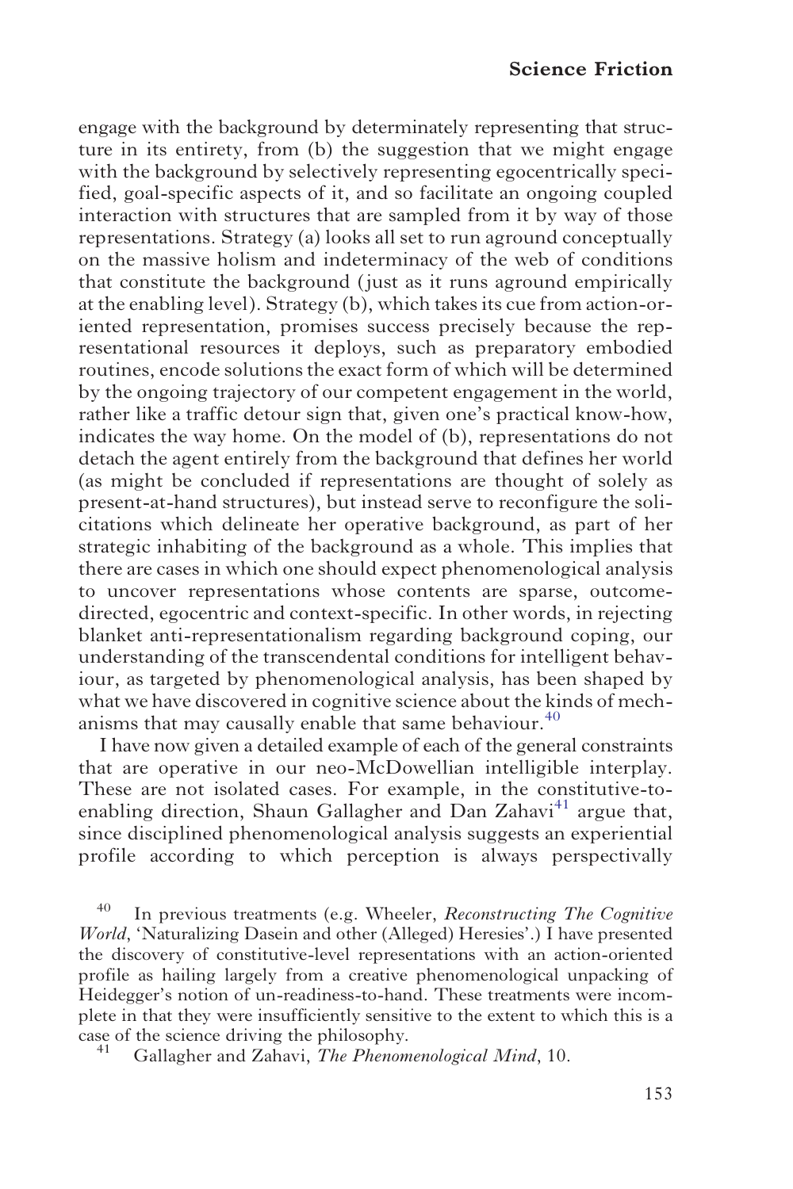engage with the background by determinately representing that structure in its entirety, from (b) the suggestion that we might engage with the background by selectively representing egocentrically specified, goal-specific aspects of it, and so facilitate an ongoing coupled interaction with structures that are sampled from it by way of those representations. Strategy (a) looks all set to run aground conceptually on the massive holism and indeterminacy of the web of conditions that constitute the background (just as it runs aground empirically at the enabling level). Strategy (b), which takes its cue from action-oriented representation, promises success precisely because the representational resources it deploys, such as preparatory embodied routines, encode solutions the exact form of which will be determined by the ongoing trajectory of our competent engagement in the world, rather like a traffic detour sign that, given one's practical know-how, indicates the way home. On the model of (b), representations do not detach the agent entirely from the background that defines her world (as might be concluded if representations are thought of solely as present-at-hand structures), but instead serve to reconfigure the solicitations which delineate her operative background, as part of her strategic inhabiting of the background as a whole. This implies that there are cases in which one should expect phenomenological analysis to uncover representations whose contents are sparse, outcome-directed, egocentric and context-specific. In other words, in rejecting blanket anti-representationalism regarding background coping, our understanding of the transcendental conditions for intelligent behaviour, as targeted by phenomenological analysis, has been shaped by what we have discovered in cognitive science about the kinds of mechanisms that may causally enable that same behaviour.[40]

I have now given a detailed example of each of the general constraints that are operative in our neo-McDowellian intelligible interplay. These are not isolated cases. For example, in the constitutive-to-enabling direction, Shaun Gallagher and Dan Zahavi[41] argue that, since disciplined phenomenological analysis suggests an experiential profile according to which perception is always perspectivally

---

[40] In previous treatments (e.g. Wheeler, *Reconstructing The Cognitive World*, 'Naturalizing Dasein and other (Alleged) Heresies'.) I have presented the discovery of constitutive-level representations with an action-oriented profile as hailing largely from a creative phenomenological unpacking of Heidegger's notion of un-readiness-to-hand. These treatments were incomplete in that they were insufficiently sensitive to the extent to which this is a case of the science driving the philosophy.

[41] Gallagher and Zahavi, *The Phenomenological Mind*, 10.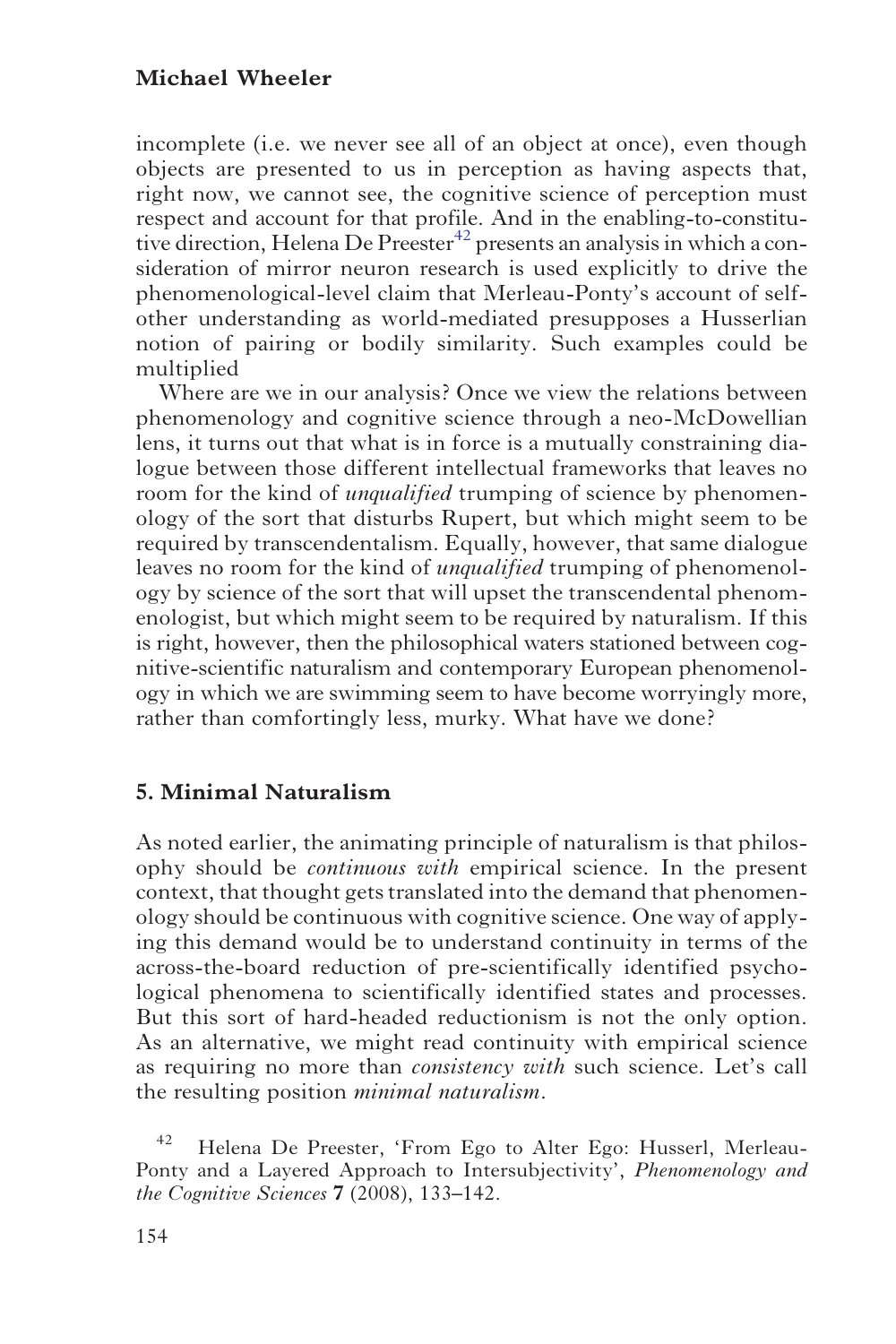incomplete (i.e. we never see all of an object at once), even though objects are presented to us in perception as having aspects that, right now, we cannot see, the cognitive science of perception must respect and account for that profile. And in the enabling-to-constitutive direction, Helena De Preester[42] presents an analysis in which a consideration of mirror neuron research is used explicitly to drive the phenomenological-level claim that Merleau-Ponty's account of self-other understanding as world-mediated presupposes a Husserlian notion of pairing or bodily similarity. Such examples could be multiplied

Where are we in our analysis? Once we view the relations between phenomenology and cognitive science through a neo-McDowellian lens, it turns out that what is in force is a mutually constraining dialogue between those different intellectual frameworks that leaves no room for the kind of *unqualified* trumping of science by phenomenology of the sort that disturbs Rupert, but which might seem to be required by transcendentalism. Equally, however, that same dialogue leaves no room for the kind of *unqualified* trumping of phenomenology by science of the sort that will upset the transcendental phenomenologist, but which might seem to be required by naturalism. If this is right, however, then the philosophical waters stationed between cognitive-scientific naturalism and contemporary European phenomenology in which we are swimming seem to have become worryingly more, rather than comfortingly less, murky. What have we done?

## 5. Minimal Naturalism

As noted earlier, the animating principle of naturalism is that philosophy should be *continuous with* empirical science. In the present context, that thought gets translated into the demand that phenomenology should be continuous with cognitive science. One way of applying this demand would be to understand continuity in terms of the across-the-board reduction of pre-scientifically identified psychological phenomena to scientifically identified states and processes. But this sort of hard-headed reductionism is not the only option. As an alternative, we might read continuity with empirical science as requiring no more than *consistency with* such science. Let's call the resulting position *minimal naturalism*.

[42] Helena De Preester, 'From Ego to Alter Ego: Husserl, Merleau-Ponty and a Layered Approach to Intersubjectivity', *Phenomenology and the Cognitive Sciences* **7** (2008), 133–142.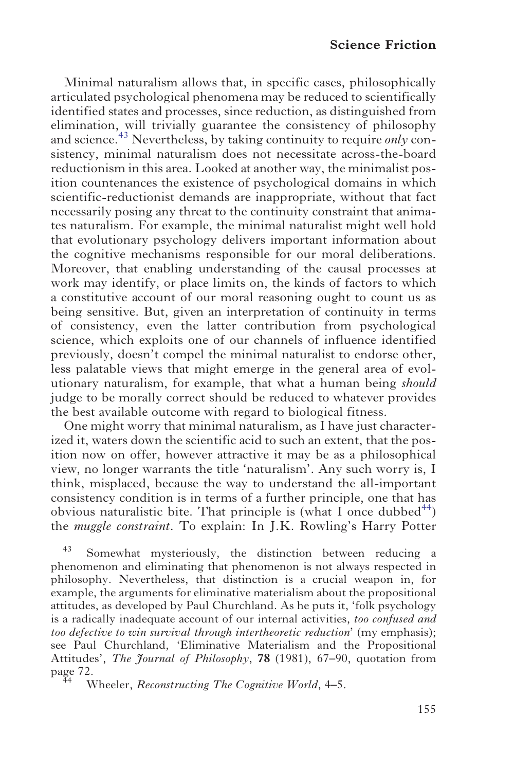Minimal naturalism allows that, in specific cases, philosophically articulated psychological phenomena may be reduced to scientifically identified states and processes, since reduction, as distinguished from elimination, will trivially guarantee the consistency of philosophy and science.[43] Nevertheless, by taking continuity to require *only* consistency, minimal naturalism does not necessitate across-the-board reductionism in this area. Looked at another way, the minimalist position countenances the existence of psychological domains in which scientific-reductionist demands are inappropriate, without that fact necessarily posing any threat to the continuity constraint that animates naturalism. For example, the minimal naturalist might well hold that evolutionary psychology delivers important information about the cognitive mechanisms responsible for our moral deliberations. Moreover, that enabling understanding of the causal processes at work may identify, or place limits on, the kinds of factors to which a constitutive account of our moral reasoning ought to count us as being sensitive. But, given an interpretation of continuity in terms of consistency, even the latter contribution from psychological science, which exploits one of our channels of influence identified previously, doesn't compel the minimal naturalist to endorse other, less palatable views that might emerge in the general area of evolutionary naturalism, for example, that what a human being *should* judge to be morally correct should be reduced to whatever provides the best available outcome with regard to biological fitness.

One might worry that minimal naturalism, as I have just characterized it, waters down the scientific acid to such an extent, that the position now on offer, however attractive it may be as a philosophical view, no longer warrants the title 'naturalism'. Any such worry is, I think, misplaced, because the way to understand the all-important consistency condition is in terms of a further principle, one that has obvious naturalistic bite. That principle is (what I once dubbed[44]) the *muggle constraint*. To explain: In J.K. Rowling's Harry Potter

[43] Somewhat mysteriously, the distinction between reducing a phenomenon and eliminating that phenomenon is not always respected in philosophy. Nevertheless, that distinction is a crucial weapon in, for example, the arguments for eliminative materialism about the propositional attitudes, as developed by Paul Churchland. As he puts it, 'folk psychology is a radically inadequate account of our internal activities, *too confused and too defective to win survival through intertheoretic reduction*' (my emphasis); see Paul Churchland, 'Eliminative Materialism and the Propositional Attitudes', *The Journal of Philosophy*, **78** (1981), 67–90, quotation from page 72.

[44] Wheeler, *Reconstructing The Cognitive World*, 4–5.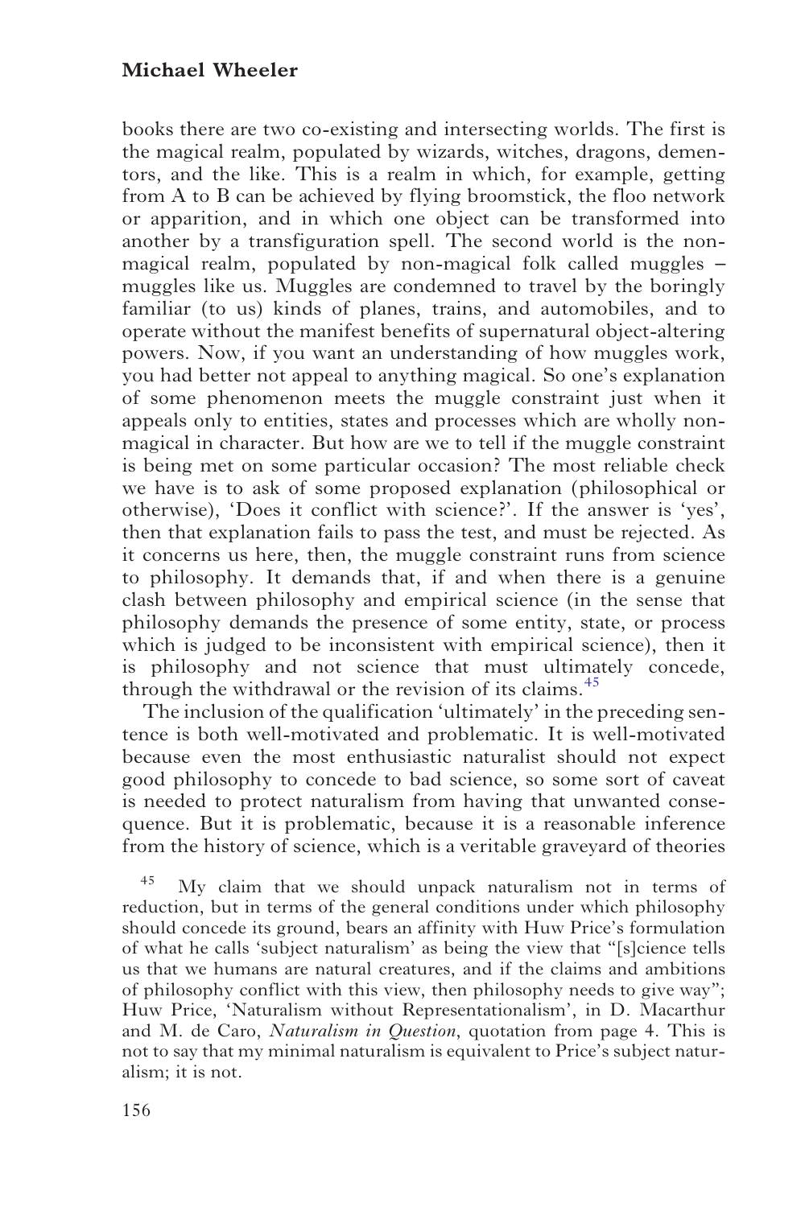books there are two co-existing and intersecting worlds. The first is the magical realm, populated by wizards, witches, dragons, dementors, and the like. This is a realm in which, for example, getting from A to B can be achieved by flying broomstick, the floo network or apparition, and in which one object can be transformed into another by a transfiguration spell. The second world is the non-magical realm, populated by non-magical folk called muggles – muggles like us. Muggles are condemned to travel by the boringly familiar (to us) kinds of planes, trains, and automobiles, and to operate without the manifest benefits of supernatural object-altering powers. Now, if you want an understanding of how muggles work, you had better not appeal to anything magical. So one's explanation of some phenomenon meets the muggle constraint just when it appeals only to entities, states and processes which are wholly non-magical in character. But how are we to tell if the muggle constraint is being met on some particular occasion? The most reliable check we have is to ask of some proposed explanation (philosophical or otherwise), 'Does it conflict with science?'. If the answer is 'yes', then that explanation fails to pass the test, and must be rejected. As it concerns us here, then, the muggle constraint runs from science to philosophy. It demands that, if and when there is a genuine clash between philosophy and empirical science (in the sense that philosophy demands the presence of some entity, state, or process which is judged to be inconsistent with empirical science), then it is philosophy and not science that must ultimately concede, through the withdrawal or the revision of its claims.[45]

The inclusion of the qualification 'ultimately' in the preceding sentence is both well-motivated and problematic. It is well-motivated because even the most enthusiastic naturalist should not expect good philosophy to concede to bad science, so some sort of caveat is needed to protect naturalism from having that unwanted consequence. But it is problematic, because it is a reasonable inference from the history of science, which is a veritable graveyard of theories

[45] My claim that we should unpack naturalism not in terms of reduction, but in terms of the general conditions under which philosophy should concede its ground, bears an affinity with Huw Price's formulation of what he calls 'subject naturalism' as being the view that "[s]cience tells us that we humans are natural creatures, and if the claims and ambitions of philosophy conflict with this view, then philosophy needs to give way"; Huw Price, 'Naturalism without Representationalism', in D. Macarthur and M. de Caro, *Naturalism in Question*, quotation from page 4. This is not to say that my minimal naturalism is equivalent to Price's subject naturalism; it is not.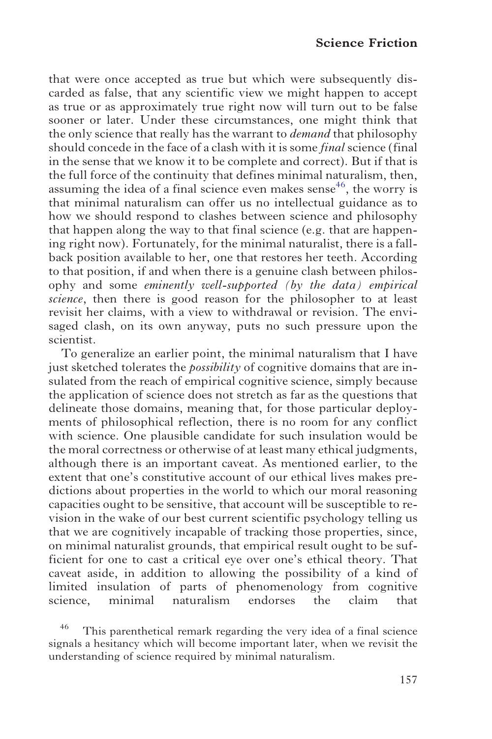that were once accepted as true but which were subsequently discarded as false, that any scientific view we might happen to accept as true or as approximately true right now will turn out to be false sooner or later. Under these circumstances, one might think that the only science that really has the warrant to *demand* that philosophy should concede in the face of a clash with it is some *final* science (final in the sense that we know it to be complete and correct). But if that is the full force of the continuity that defines minimal naturalism, then, assuming the idea of a final science even makes sense[46], the worry is that minimal naturalism can offer us no intellectual guidance as to how we should respond to clashes between science and philosophy that happen along the way to that final science (e.g. that are happening right now). Fortunately, for the minimal naturalist, there is a fallback position available to her, one that restores her teeth. According to that position, if and when there is a genuine clash between philosophy and some *eminently well-supported (by the data) empirical science*, then there is good reason for the philosopher to at least revisit her claims, with a view to withdrawal or revision. The envisaged clash, on its own anyway, puts no such pressure upon the scientist.

To generalize an earlier point, the minimal naturalism that I have just sketched tolerates the *possibility* of cognitive domains that are insulated from the reach of empirical cognitive science, simply because the application of science does not stretch as far as the questions that delineate those domains, meaning that, for those particular deployments of philosophical reflection, there is no room for any conflict with science. One plausible candidate for such insulation would be the moral correctness or otherwise of at least many ethical judgments, although there is an important caveat. As mentioned earlier, to the extent that one's constitutive account of our ethical lives makes predictions about properties in the world to which our moral reasoning capacities ought to be sensitive, that account will be susceptible to revision in the wake of our best current scientific psychology telling us that we are cognitively incapable of tracking those properties, since, on minimal naturalist grounds, that empirical result ought to be sufficient for one to cast a critical eye over one's ethical theory. That caveat aside, in addition to allowing the possibility of a kind of limited insulation of parts of phenomenology from cognitive science, minimal naturalism endorses the claim that

[46] This parenthetical remark regarding the very idea of a final science signals a hesitancy which will become important later, when we revisit the understanding of science required by minimal naturalism.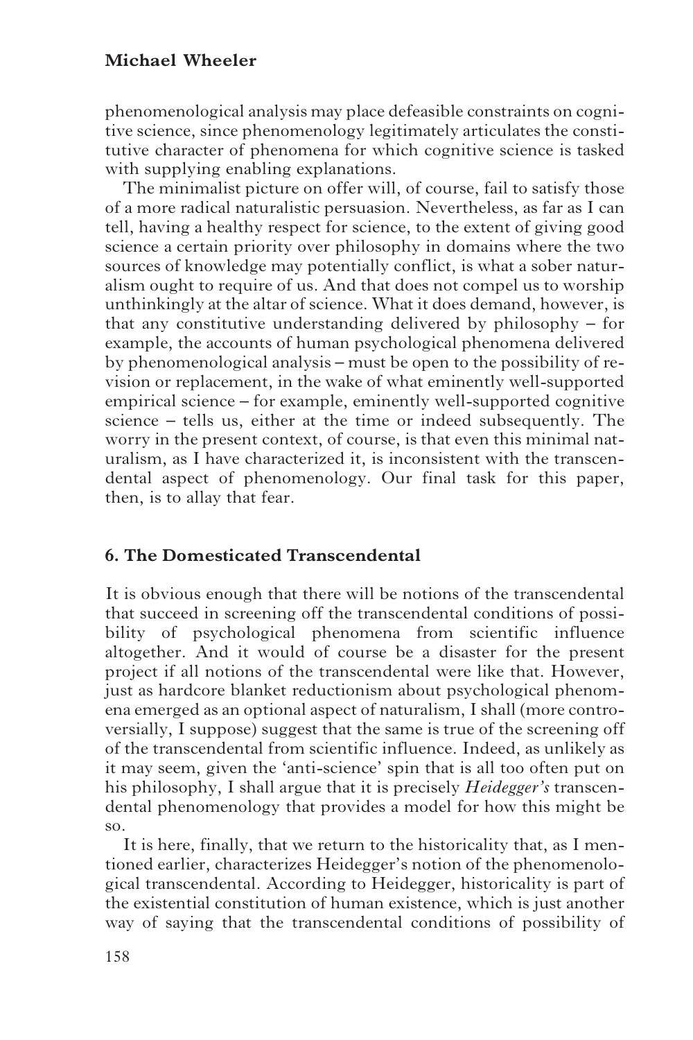phenomenological analysis may place defeasible constraints on cognitive science, since phenomenology legitimately articulates the constitutive character of phenomena for which cognitive science is tasked with supplying enabling explanations.

The minimalist picture on offer will, of course, fail to satisfy those of a more radical naturalistic persuasion. Nevertheless, as far as I can tell, having a healthy respect for science, to the extent of giving good science a certain priority over philosophy in domains where the two sources of knowledge may potentially conflict, is what a sober naturalism ought to require of us. And that does not compel us to worship unthinkingly at the altar of science. What it does demand, however, is that any constitutive understanding delivered by philosophy – for example, the accounts of human psychological phenomena delivered by phenomenological analysis – must be open to the possibility of revision or replacement, in the wake of what eminently well-supported empirical science – for example, eminently well-supported cognitive science – tells us, either at the time or indeed subsequently. The worry in the present context, of course, is that even this minimal naturalism, as I have characterized it, is inconsistent with the transcendental aspect of phenomenology. Our final task for this paper, then, is to allay that fear.

## 6. The Domesticated Transcendental

It is obvious enough that there will be notions of the transcendental that succeed in screening off the transcendental conditions of possibility of psychological phenomena from scientific influence altogether. And it would of course be a disaster for the present project if all notions of the transcendental were like that. However, just as hardcore blanket reductionism about psychological phenomena emerged as an optional aspect of naturalism, I shall (more controversially, I suppose) suggest that the same is true of the screening off of the transcendental from scientific influence. Indeed, as unlikely as it may seem, given the 'anti-science' spin that is all too often put on his philosophy, I shall argue that it is precisely *Heidegger's* transcendental phenomenology that provides a model for how this might be so.

It is here, finally, that we return to the historicality that, as I mentioned earlier, characterizes Heidegger's notion of the phenomenological transcendental. According to Heidegger, historicality is part of the existential constitution of human existence, which is just another way of saying that the transcendental conditions of possibility of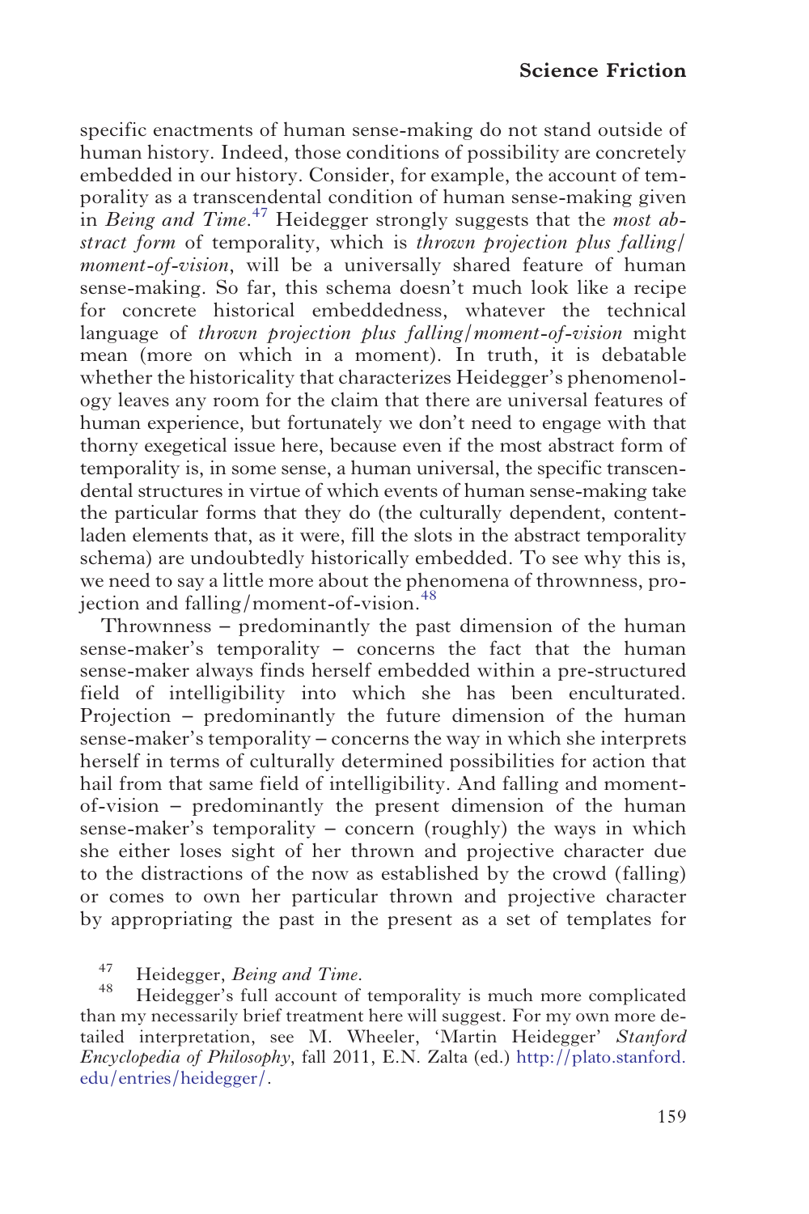specific enactments of human sense-making do not stand outside of human history. Indeed, those conditions of possibility are concretely embedded in our history. Consider, for example, the account of temporality as a transcendental condition of human sense-making given in *Being and Time*.[47] Heidegger strongly suggests that the *most abstract form* of temporality, which is *thrown projection plus falling/moment-of-vision*, will be a universally shared feature of human sense-making. So far, this schema doesn't much look like a recipe for concrete historical embeddedness, whatever the technical language of *thrown projection plus falling/moment-of-vision* might mean (more on which in a moment). In truth, it is debatable whether the historicality that characterizes Heidegger's phenomenology leaves any room for the claim that there are universal features of human experience, but fortunately we don't need to engage with that thorny exegetical issue here, because even if the most abstract form of temporality is, in some sense, a human universal, the specific transcendental structures in virtue of which events of human sense-making take the particular forms that they do (the culturally dependent, content-laden elements that, as it were, fill the slots in the abstract temporality schema) are undoubtedly historically embedded. To see why this is, we need to say a little more about the phenomena of thrownness, projection and falling/moment-of-vision.[48]

Thrownness – predominantly the past dimension of the human sense-maker's temporality – concerns the fact that the human sense-maker always finds herself embedded within a pre-structured field of intelligibility into which she has been enculturated. Projection – predominantly the future dimension of the human sense-maker's temporality – concerns the way in which she interprets herself in terms of culturally determined possibilities for action that hail from that same field of intelligibility. And falling and moment-of-vision – predominantly the present dimension of the human sense-maker's temporality – concern (roughly) the ways in which she either loses sight of her thrown and projective character due to the distractions of the now as established by the crowd (falling) or comes to own her particular thrown and projective character by appropriating the past in the present as a set of templates for

[47] Heidegger, *Being and Time*.

[48] Heidegger's full account of temporality is much more complicated than my necessarily brief treatment here will suggest. For my own more detailed interpretation, see M. Wheeler, 'Martin Heidegger' *Stanford Encyclopedia of Philosophy*, fall 2011, E.N. Zalta (ed.) http://plato.stanford.edu/entries/heidegger/.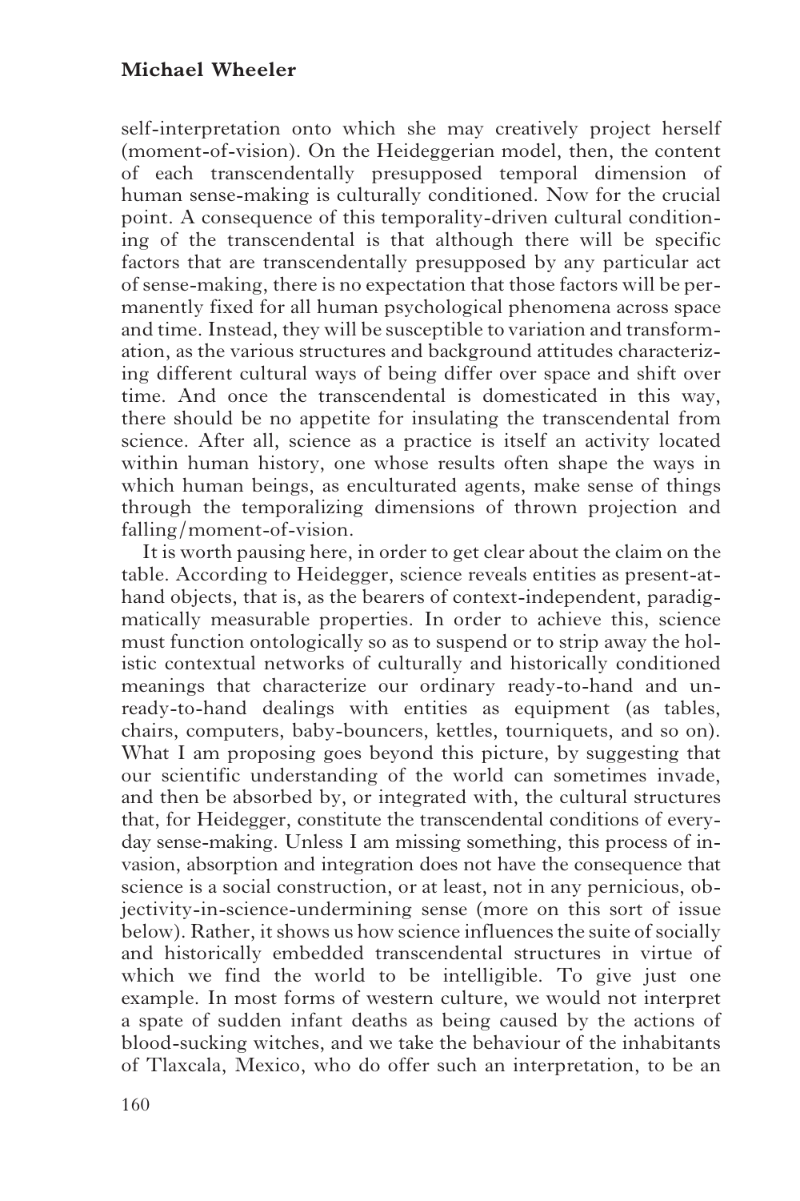self-interpretation onto which she may creatively project herself (moment-of-vision). On the Heideggerian model, then, the content of each transcendentally presupposed temporal dimension of human sense-making is culturally conditioned. Now for the crucial point. A consequence of this temporality-driven cultural conditioning of the transcendental is that although there will be specific factors that are transcendentally presupposed by any particular act of sense-making, there is no expectation that those factors will be permanently fixed for all human psychological phenomena across space and time. Instead, they will be susceptible to variation and transformation, as the various structures and background attitudes characterizing different cultural ways of being differ over space and shift over time. And once the transcendental is domesticated in this way, there should be no appetite for insulating the transcendental from science. After all, science as a practice is itself an activity located within human history, one whose results often shape the ways in which human beings, as enculturated agents, make sense of things through the temporalizing dimensions of thrown projection and falling/moment-of-vision.

It is worth pausing here, in order to get clear about the claim on the table. According to Heidegger, science reveals entities as present-at-hand objects, that is, as the bearers of context-independent, paradigmatically measurable properties. In order to achieve this, science must function ontologically so as to suspend or to strip away the holistic contextual networks of culturally and historically conditioned meanings that characterize our ordinary ready-to-hand and un-ready-to-hand dealings with entities as equipment (as tables, chairs, computers, baby-bouncers, kettles, tourniquets, and so on). What I am proposing goes beyond this picture, by suggesting that our scientific understanding of the world can sometimes invade, and then be absorbed by, or integrated with, the cultural structures that, for Heidegger, constitute the transcendental conditions of everyday sense-making. Unless I am missing something, this process of invasion, absorption and integration does not have the consequence that science is a social construction, or at least, not in any pernicious, objectivity-in-science-undermining sense (more on this sort of issue below). Rather, it shows us how science influences the suite of socially and historically embedded transcendental structures in virtue of which we find the world to be intelligible. To give just one example. In most forms of western culture, we would not interpret a spate of sudden infant deaths as being caused by the actions of blood-sucking witches, and we take the behaviour of the inhabitants of Tlaxcala, Mexico, who do offer such an interpretation, to be an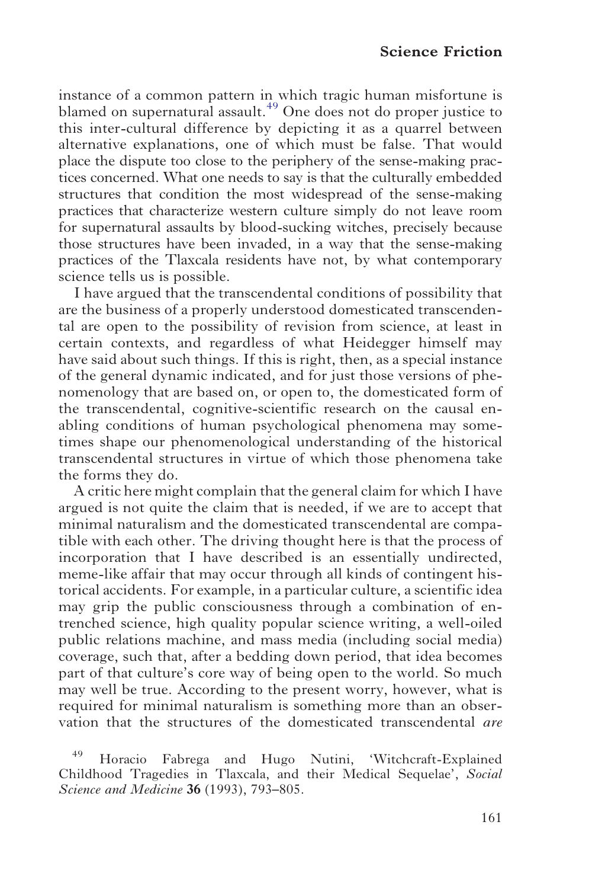instance of a common pattern in which tragic human misfortune is blamed on supernatural assault.[49] One does not do proper justice to this inter-cultural difference by depicting it as a quarrel between alternative explanations, one of which must be false. That would place the dispute too close to the periphery of the sense-making practices concerned. What one needs to say is that the culturally embedded structures that condition the most widespread of the sense-making practices that characterize western culture simply do not leave room for supernatural assaults by blood-sucking witches, precisely because those structures have been invaded, in a way that the sense-making practices of the Tlaxcala residents have not, by what contemporary science tells us is possible.

I have argued that the transcendental conditions of possibility that are the business of a properly understood domesticated transcendental are open to the possibility of revision from science, at least in certain contexts, and regardless of what Heidegger himself may have said about such things. If this is right, then, as a special instance of the general dynamic indicated, and for just those versions of phenomenology that are based on, or open to, the domesticated form of the transcendental, cognitive-scientific research on the causal enabling conditions of human psychological phenomena may sometimes shape our phenomenological understanding of the historical transcendental structures in virtue of which those phenomena take the forms they do.

A critic here might complain that the general claim for which I have argued is not quite the claim that is needed, if we are to accept that minimal naturalism and the domesticated transcendental are compatible with each other. The driving thought here is that the process of incorporation that I have described is an essentially undirected, meme-like affair that may occur through all kinds of contingent historical accidents. For example, in a particular culture, a scientific idea may grip the public consciousness through a combination of entrenched science, high quality popular science writing, a well-oiled public relations machine, and mass media (including social media) coverage, such that, after a bedding down period, that idea becomes part of that culture's core way of being open to the world. So much may well be true. According to the present worry, however, what is required for minimal naturalism is something more than an observation that the structures of the domesticated transcendental *are*

[49] Horacio Fabrega and Hugo Nutini, 'Witchcraft-Explained Childhood Tragedies in Tlaxcala, and their Medical Sequelae', *Social Science and Medicine* **36** (1993), 793–805.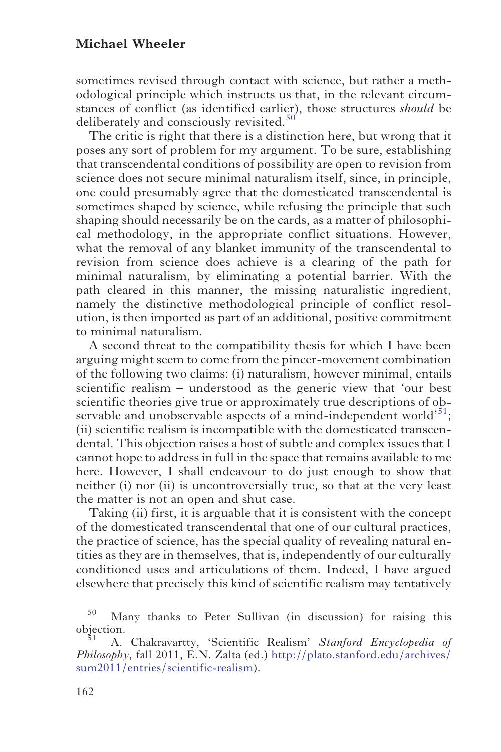sometimes revised through contact with science, but rather a methodological principle which instructs us that, in the relevant circumstances of conflict (as identified earlier), those structures *should* be deliberately and consciously revisited.[50]

The critic is right that there is a distinction here, but wrong that it poses any sort of problem for my argument. To be sure, establishing that transcendental conditions of possibility are open to revision from science does not secure minimal naturalism itself, since, in principle, one could presumably agree that the domesticated transcendental is sometimes shaped by science, while refusing the principle that such shaping should necessarily be on the cards, as a matter of philosophical methodology, in the appropriate conflict situations. However, what the removal of any blanket immunity of the transcendental to revision from science does achieve is a clearing of the path for minimal naturalism, by eliminating a potential barrier. With the path cleared in this manner, the missing naturalistic ingredient, namely the distinctive methodological principle of conflict resolution, is then imported as part of an additional, positive commitment to minimal naturalism.

A second threat to the compatibility thesis for which I have been arguing might seem to come from the pincer-movement combination of the following two claims: (i) naturalism, however minimal, entails scientific realism – understood as the generic view that 'our best scientific theories give true or approximately true descriptions of observable and unobservable aspects of a mind-independent world'[51]; (ii) scientific realism is incompatible with the domesticated transcendental. This objection raises a host of subtle and complex issues that I cannot hope to address in full in the space that remains available to me here. However, I shall endeavour to do just enough to show that neither (i) nor (ii) is uncontroversially true, so that at the very least the matter is not an open and shut case.

Taking (ii) first, it is arguable that it is consistent with the concept of the domesticated transcendental that one of our cultural practices, the practice of science, has the special quality of revealing natural entities as they are in themselves, that is, independently of our culturally conditioned uses and articulations of them. Indeed, I have argued elsewhere that precisely this kind of scientific realism may tentatively

[50] Many thanks to Peter Sullivan (in discussion) for raising this objection.

[51] A. Chakravartty, 'Scientific Realism' *Stanford Encyclopedia of Philosophy*, fall 2011, E.N. Zalta (ed.) http://plato.stanford.edu/archives/sum2011/entries/scientific-realism).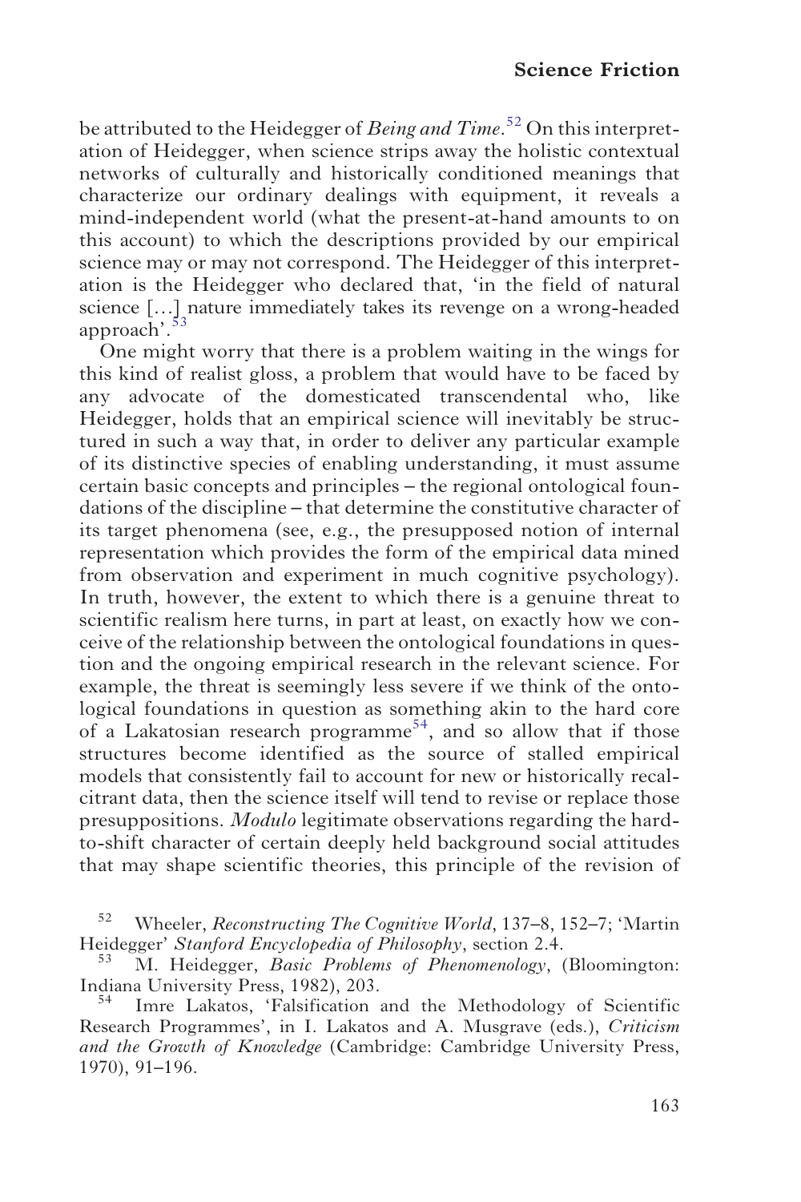be attributed to the Heidegger of *Being and Time*.[52] On this interpretation of Heidegger, when science strips away the holistic contextual networks of culturally and historically conditioned meanings that characterize our ordinary dealings with equipment, it reveals a mind-independent world (what the present-at-hand amounts to on this account) to which the descriptions provided by our empirical science may or may not correspond. The Heidegger of this interpretation is the Heidegger who declared that, 'in the field of natural science [...] nature immediately takes its revenge on a wrong-headed approach'.[53]

One might worry that there is a problem waiting in the wings for this kind of realist gloss, a problem that would have to be faced by any advocate of the domesticated transcendental who, like Heidegger, holds that an empirical science will inevitably be structured in such a way that, in order to deliver any particular example of its distinctive species of enabling understanding, it must assume certain basic concepts and principles – the regional ontological foundations of the discipline – that determine the constitutive character of its target phenomena (see, e.g., the presupposed notion of internal representation which provides the form of the empirical data mined from observation and experiment in much cognitive psychology). In truth, however, the extent to which there is a genuine threat to scientific realism here turns, in part at least, on exactly how we conceive of the relationship between the ontological foundations in question and the ongoing empirical research in the relevant science. For example, the threat is seemingly less severe if we think of the ontological foundations in question as something akin to the hard core of a Lakatosian research programme[54], and so allow that if those structures become identified as the source of stalled empirical models that consistently fail to account for new or historically recalcitrant data, then the science itself will tend to revise or replace those presuppositions. *Modulo* legitimate observations regarding the hard-to-shift character of certain deeply held background social attitudes that may shape scientific theories, this principle of the revision of

[52] Wheeler, *Reconstructing The Cognitive World*, 137–8, 152–7; 'Martin Heidegger' *Stanford Encyclopedia of Philosophy*, section 2.4.

[53] M. Heidegger, *Basic Problems of Phenomenology*, (Bloomington: Indiana University Press, 1982), 203.

[54] Imre Lakatos, 'Falsification and the Methodology of Scientific Research Programmes', in I. Lakatos and A. Musgrave (eds.), *Criticism and the Growth of Knowledge* (Cambridge: Cambridge University Press, 1970), 91–196.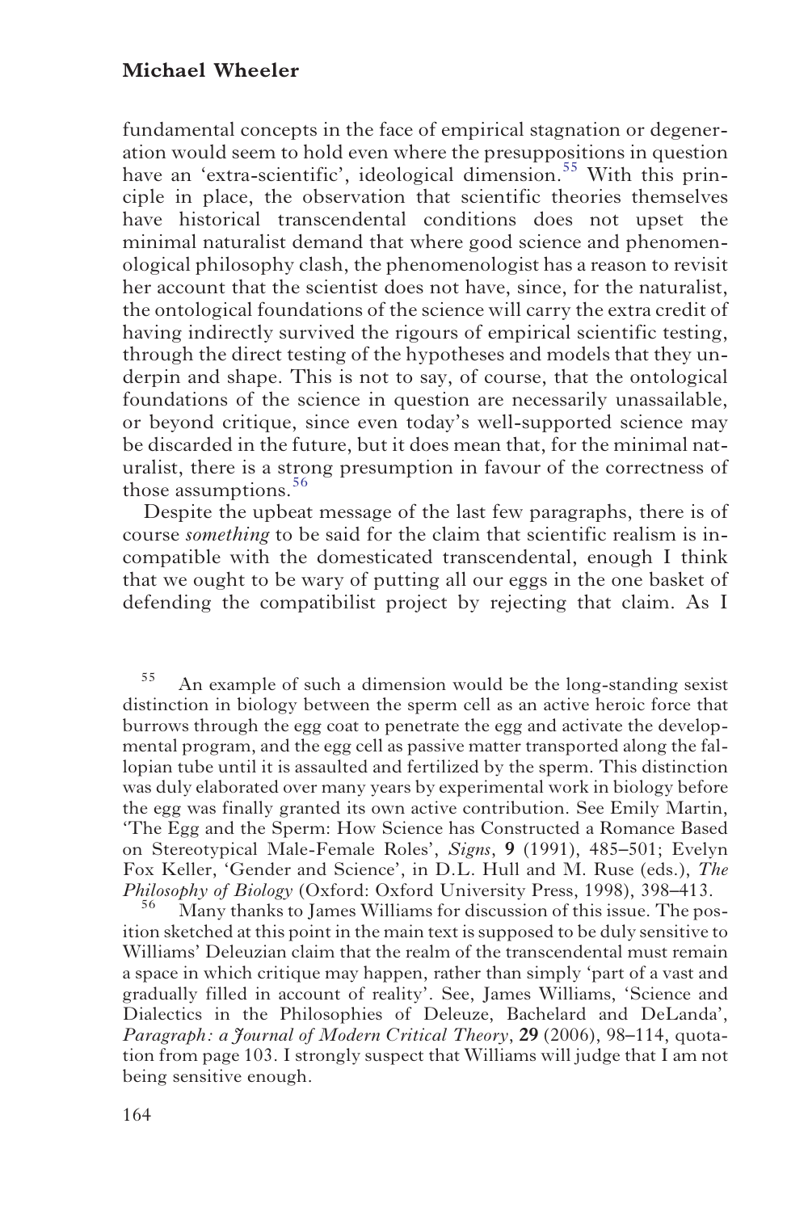fundamental concepts in the face of empirical stagnation or degeneration would seem to hold even where the presuppositions in question have an 'extra-scientific', ideological dimension.[55] With this principle in place, the observation that scientific theories themselves have historical transcendental conditions does not upset the minimal naturalist demand that where good science and phenomenological philosophy clash, the phenomenologist has a reason to revisit her account that the scientist does not have, since, for the naturalist, the ontological foundations of the science will carry the extra credit of having indirectly survived the rigours of empirical scientific testing, through the direct testing of the hypotheses and models that they underpin and shape. This is not to say, of course, that the ontological foundations of the science in question are necessarily unassailable, or beyond critique, since even today's well-supported science may be discarded in the future, but it does mean that, for the minimal naturalist, there is a strong presumption in favour of the correctness of those assumptions.[56]

Despite the upbeat message of the last few paragraphs, there is of course *something* to be said for the claim that scientific realism is incompatible with the domesticated transcendental, enough I think that we ought to be wary of putting all our eggs in the one basket of defending the compatibilist project by rejecting that claim. As I

[55] An example of such a dimension would be the long-standing sexist distinction in biology between the sperm cell as an active heroic force that burrows through the egg coat to penetrate the egg and activate the developmental program, and the egg cell as passive matter transported along the fallopian tube until it is assaulted and fertilized by the sperm. This distinction was duly elaborated over many years by experimental work in biology before the egg was finally granted its own active contribution. See Emily Martin, 'The Egg and the Sperm: How Science has Constructed a Romance Based on Stereotypical Male-Female Roles', *Signs*, **9** (1991), 485–501; Evelyn Fox Keller, 'Gender and Science', in D.L. Hull and M. Ruse (eds.), *The Philosophy of Biology* (Oxford: Oxford University Press, 1998), 398–413.

[56] Many thanks to James Williams for discussion of this issue. The position sketched at this point in the main text is supposed to be duly sensitive to Williams' Deleuzian claim that the realm of the transcendental must remain a space in which critique may happen, rather than simply 'part of a vast and gradually filled in account of reality'. See, James Williams, 'Science and Dialectics in the Philosophies of Deleuze, Bachelard and DeLanda', *Paragraph: a Journal of Modern Critical Theory*, **29** (2006), 98–114, quotation from page 103. I strongly suspect that Williams will judge that I am not being sensitive enough.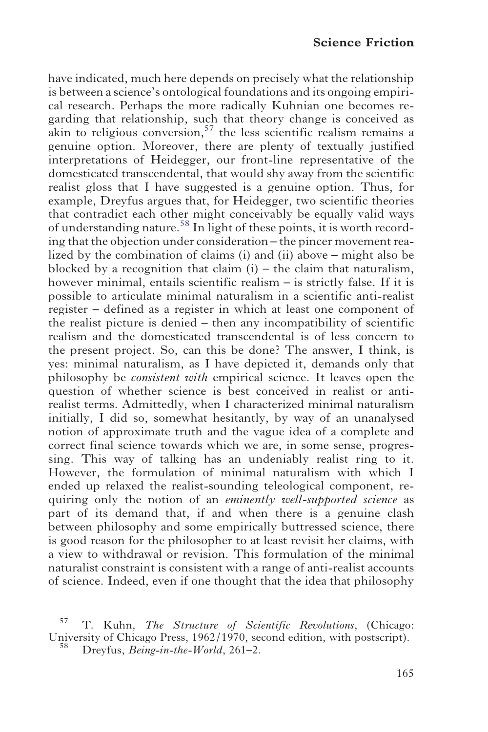have indicated, much here depends on precisely what the relationship is between a science's ontological foundations and its ongoing empirical research. Perhaps the more radically Kuhnian one becomes regarding that relationship, such that theory change is conceived as akin to religious conversion,[57] the less scientific realism remains a genuine option. Moreover, there are plenty of textually justified interpretations of Heidegger, our front-line representative of the domesticated transcendental, that would shy away from the scientific realist gloss that I have suggested is a genuine option. Thus, for example, Dreyfus argues that, for Heidegger, two scientific theories that contradict each other might conceivably be equally valid ways of understanding nature.[58] In light of these points, it is worth recording that the objection under consideration – the pincer movement realized by the combination of claims (i) and (ii) above – might also be blocked by a recognition that claim (i) – the claim that naturalism, however minimal, entails scientific realism – is strictly false. If it is possible to articulate minimal naturalism in a scientific anti-realist register – defined as a register in which at least one component of the realist picture is denied – then any incompatibility of scientific realism and the domesticated transcendental is of less concern to the present project. So, can this be done? The answer, I think, is yes: minimal naturalism, as I have depicted it, demands only that philosophy be *consistent with* empirical science. It leaves open the question of whether science is best conceived in realist or anti-realist terms. Admittedly, when I characterized minimal naturalism initially, I did so, somewhat hesitantly, by way of an unanalysed notion of approximate truth and the vague idea of a complete and correct final science towards which we are, in some sense, progressing. This way of talking has an undeniably realist ring to it. However, the formulation of minimal naturalism with which I ended up relaxed the realist-sounding teleological component, requiring only the notion of an *eminently well-supported science* as part of its demand that, if and when there is a genuine clash between philosophy and some empirically buttressed science, there is good reason for the philosopher to at least revisit her claims, with a view to withdrawal or revision. This formulation of the minimal naturalist constraint is consistent with a range of anti-realist accounts of science. Indeed, even if one thought that the idea that philosophy

[57] T. Kuhn, *The Structure of Scientific Revolutions*, (Chicago: University of Chicago Press, 1962/1970, second edition, with postscript).

[58] Dreyfus, *Being-in-the-World*, 261–2.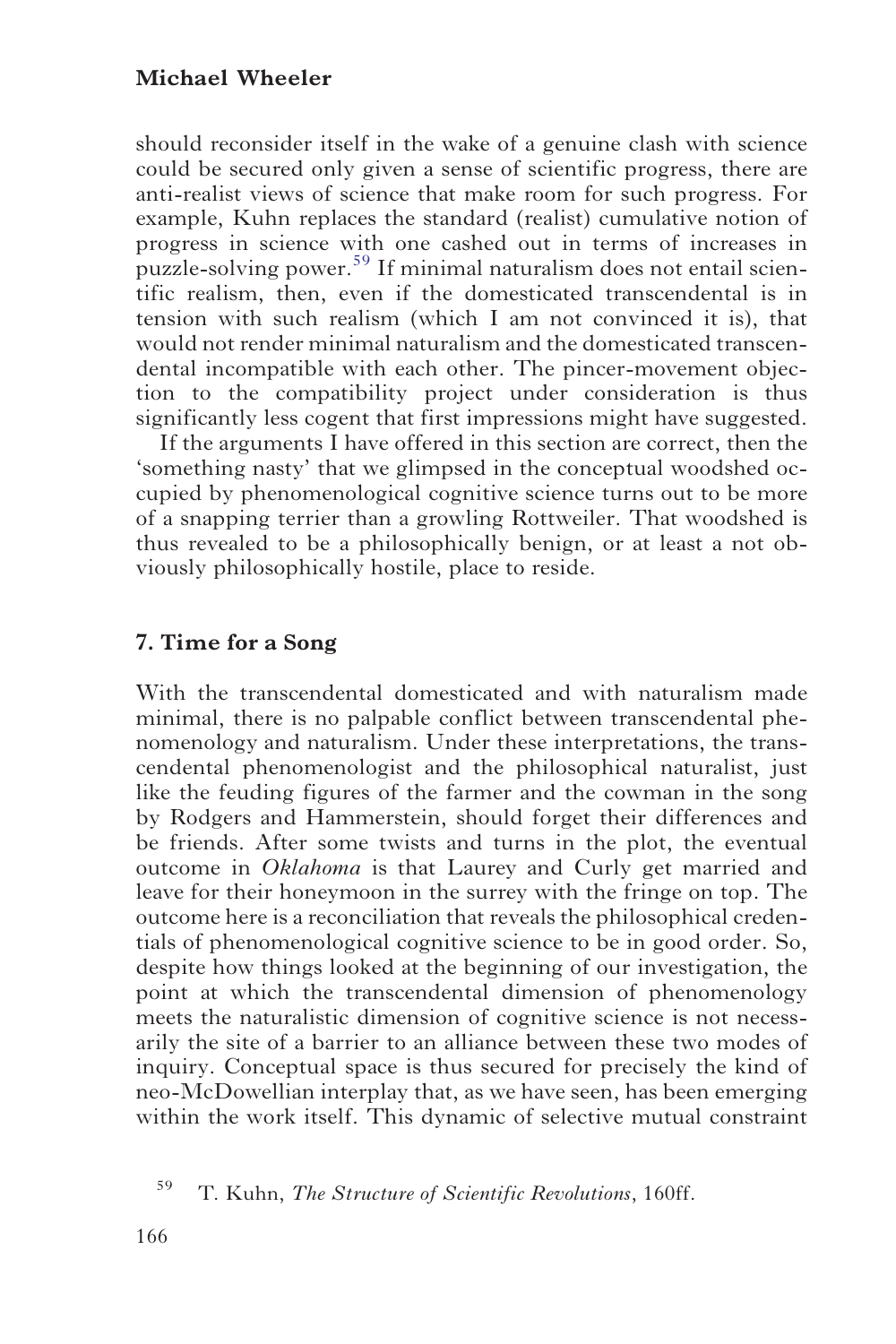should reconsider itself in the wake of a genuine clash with science could be secured only given a sense of scientific progress, there are anti-realist views of science that make room for such progress. For example, Kuhn replaces the standard (realist) cumulative notion of progress in science with one cashed out in terms of increases in puzzle-solving power.[59] If minimal naturalism does not entail scientific realism, then, even if the domesticated transcendental is in tension with such realism (which I am not convinced it is), that would not render minimal naturalism and the domesticated transcendental incompatible with each other. The pincer-movement objection to the compatibility project under consideration is thus significantly less cogent that first impressions might have suggested.

If the arguments I have offered in this section are correct, then the 'something nasty' that we glimpsed in the conceptual woodshed occupied by phenomenological cognitive science turns out to be more of a snapping terrier than a growling Rottweiler. That woodshed is thus revealed to be a philosophically benign, or at least a not obviously philosophically hostile, place to reside.

## 7. Time for a Song

With the transcendental domesticated and with naturalism made minimal, there is no palpable conflict between transcendental phenomenology and naturalism. Under these interpretations, the transcendental phenomenologist and the philosophical naturalist, just like the feuding figures of the farmer and the cowman in the song by Rodgers and Hammerstein, should forget their differences and be friends. After some twists and turns in the plot, the eventual outcome in *Oklahoma* is that Laurey and Curly get married and leave for their honeymoon in the surrey with the fringe on top. The outcome here is a reconciliation that reveals the philosophical credentials of phenomenological cognitive science to be in good order. So, despite how things looked at the beginning of our investigation, the point at which the transcendental dimension of phenomenology meets the naturalistic dimension of cognitive science is not necessarily the site of a barrier to an alliance between these two modes of inquiry. Conceptual space is thus secured for precisely the kind of neo-McDowellian interplay that, as we have seen, has been emerging within the work itself. This dynamic of selective mutual constraint

[59] T. Kuhn, *The Structure of Scientific Revolutions*, 160ff.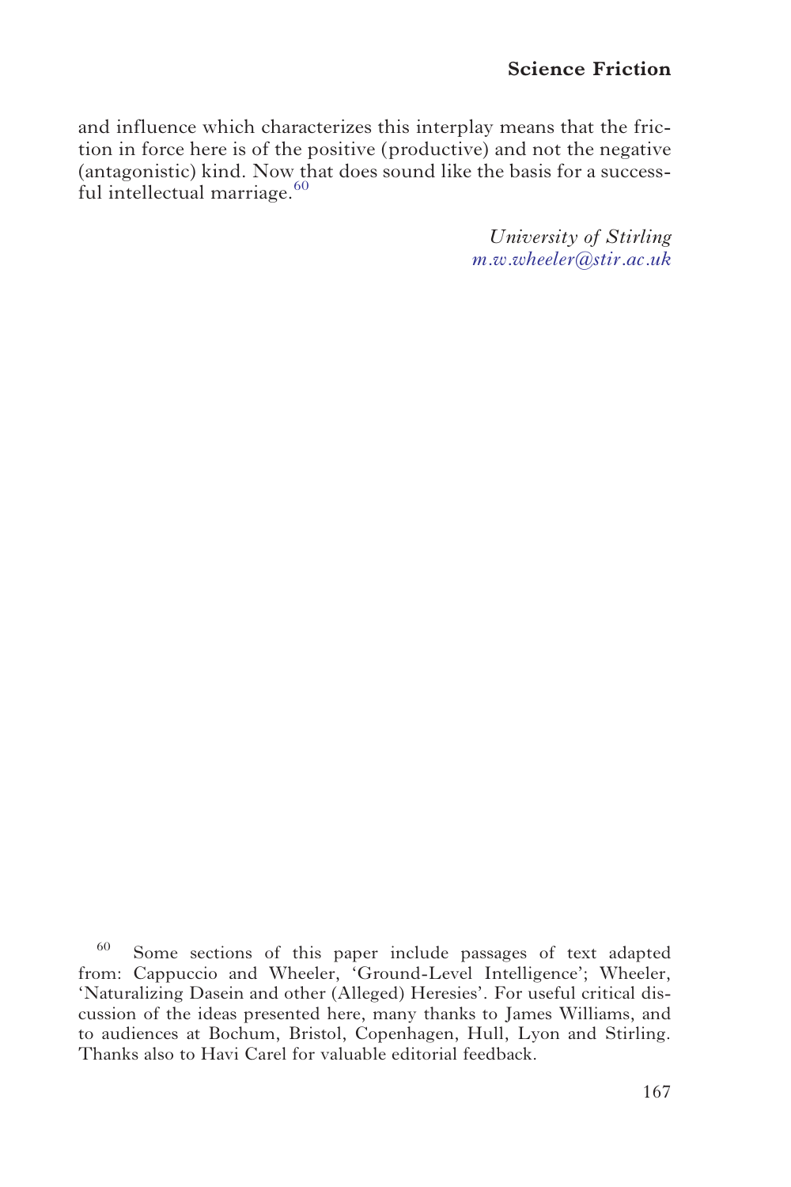and influence which characterizes this interplay means that the friction in force here is of the positive (productive) and not the negative (antagonistic) kind. Now that does sound like the basis for a successful intellectual marriage.[60]

*University of Stirling*
*m.w.wheeler@stir.ac.uk*

---

[60] Some sections of this paper include passages of text adapted from: Cappuccio and Wheeler, 'Ground-Level Intelligence'; Wheeler, 'Naturalizing Dasein and other (Alleged) Heresies'. For useful critical discussion of the ideas presented here, many thanks to James Williams, and to audiences at Bochum, Bristol, Copenhagen, Hull, Lyon and Stirling. Thanks also to Havi Carel for valuable editorial feedback.